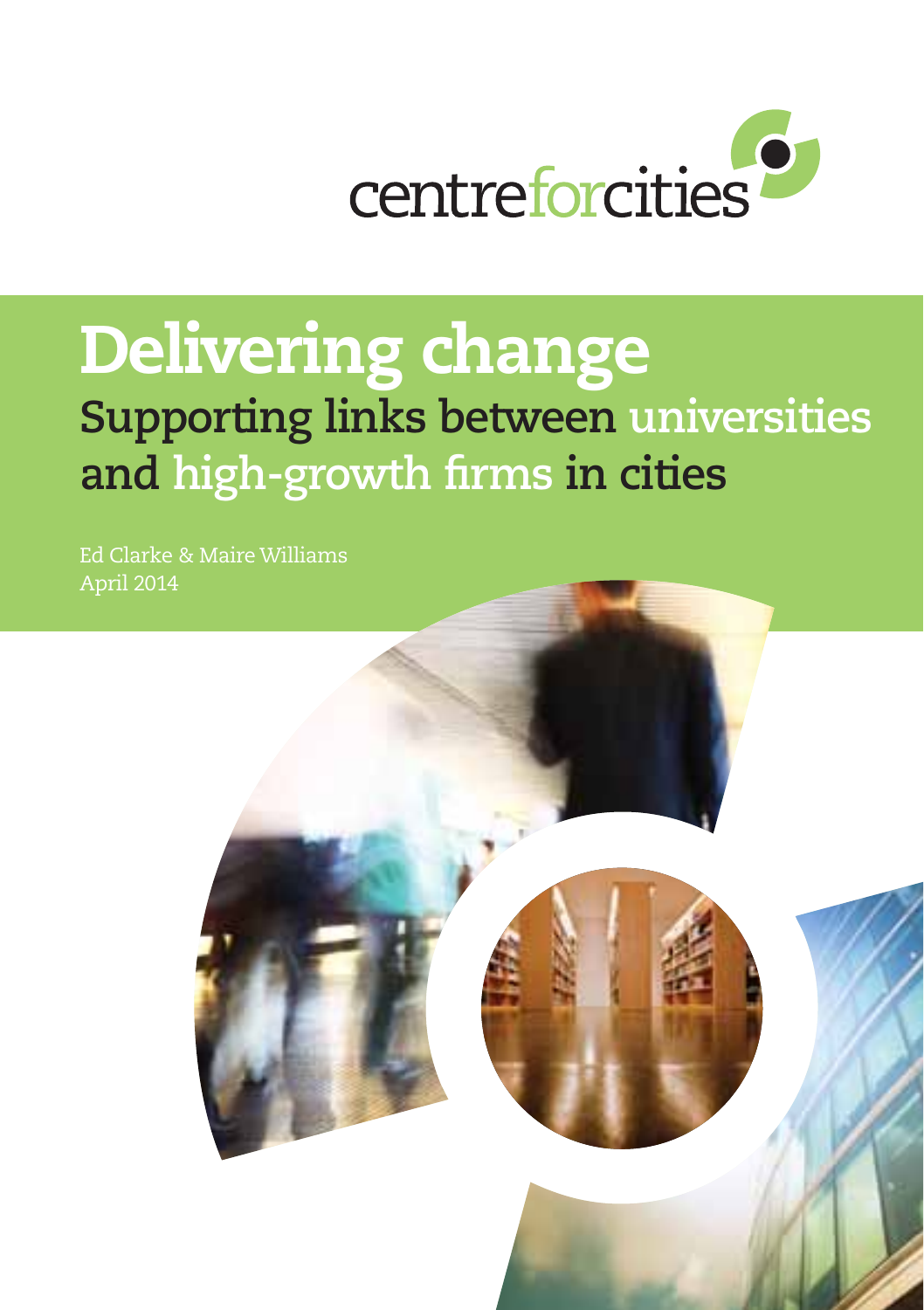centreforcities

# Delivering change

## Supporting links between universities and high-growth firms in cities

Ed Clarke & Maire Williams

April 2014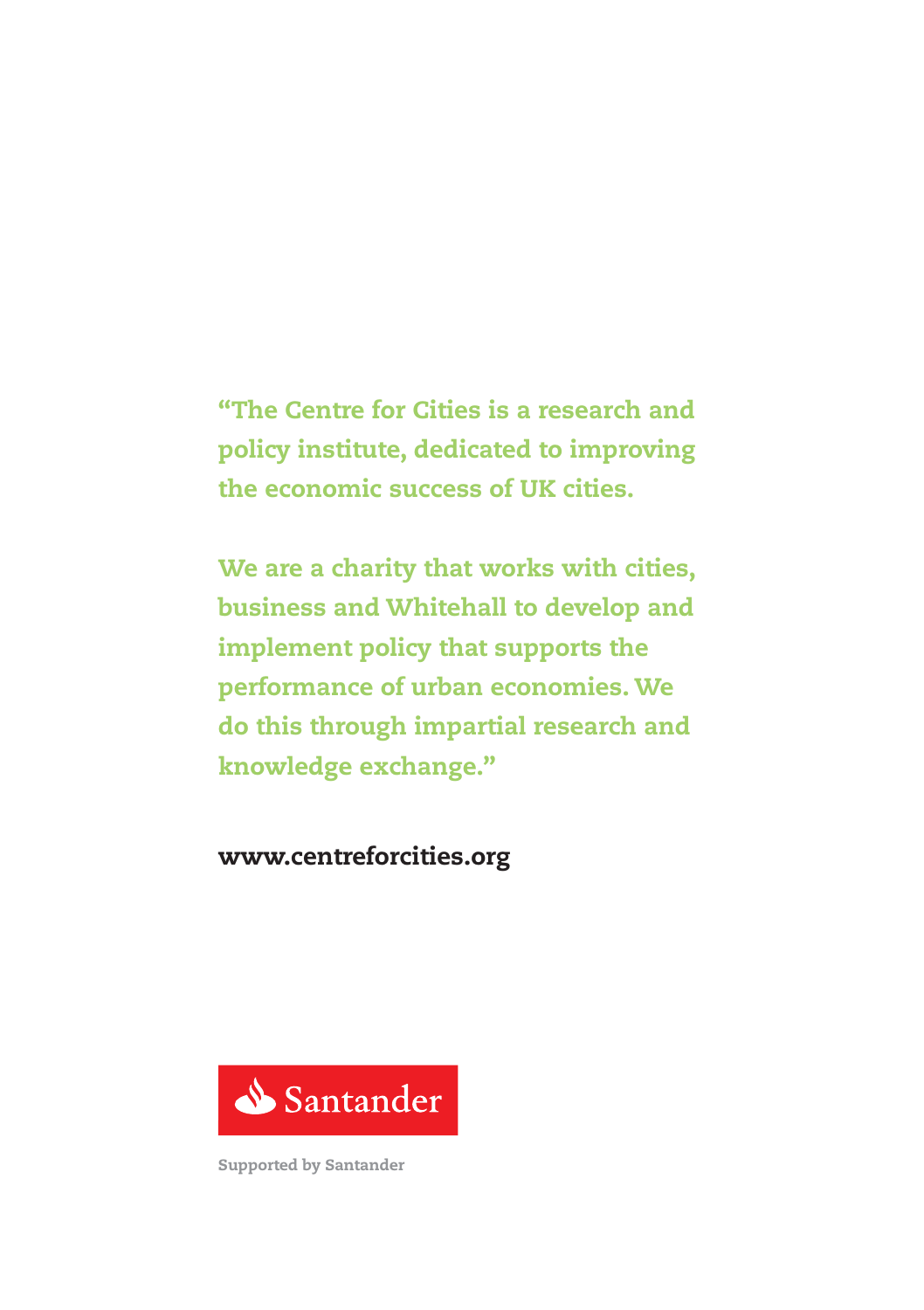"The Centre for Cities is a research and policy institute, dedicated to improving the economic success of UK cities.

We are a charity that works with cities, business and Whitehall to develop and implement policy that supports the performance of urban economies. We do this through impartial research and knowledge exchange."

www.centreforcities.org

Santander

Supported by Santander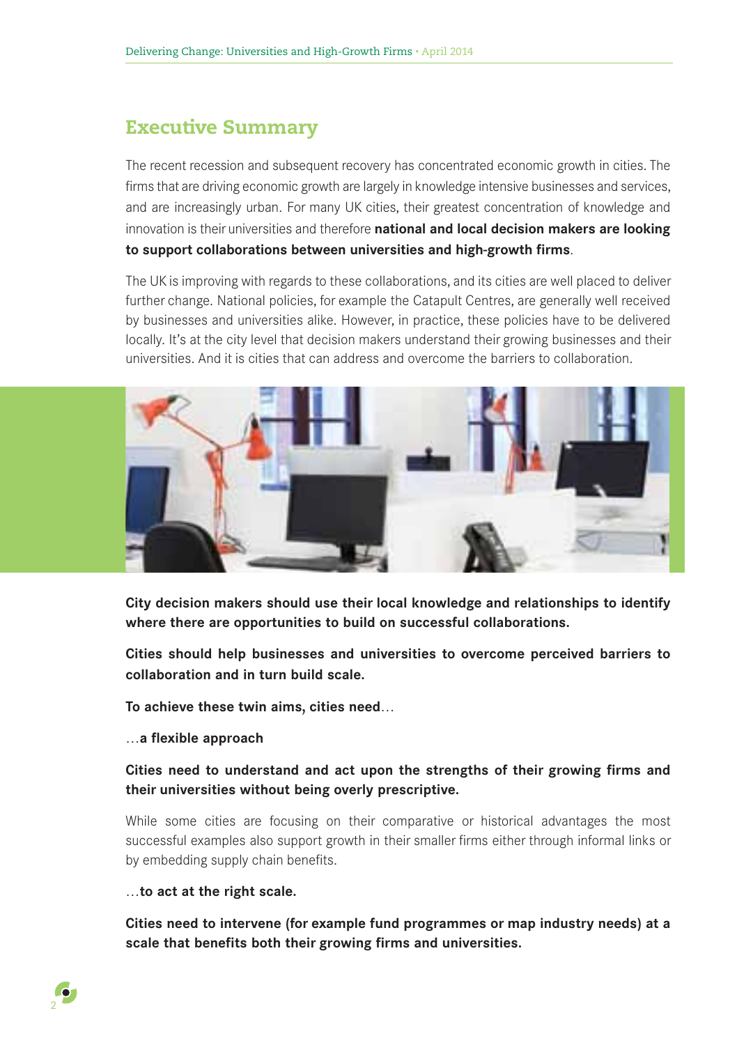## Executive Summary

The recent recession and subsequent recovery has concentrated economic growth in cities. The firms that are driving economic growth are largely in knowledge intensive businesses and services, and are increasingly urban. For many UK cities, their greatest concentration of knowledge and innovation is their universities and therefore **national and local decision makers are looking to support collaborations between universities and high-growth firms**.

The UK is improving with regards to these collaborations, and its cities are well placed to deliver further change. National policies, for example the Catapult Centres, are generally well received by businesses and universities alike. However, in practice, these policies have to be delivered locally. It's at the city level that decision makers understand their growing businesses and their universities. And it is cities that can address and overcome the barriers to collaboration.

**City decision makers should use their local knowledge and relationships to identify where there are opportunities to build on successful collaborations.**

**Cities should help businesses and universities to overcome perceived barriers to collaboration and in turn build scale.**

**To achieve these twin aims, cities need**…

…**a flexible approach**

**Cities need to understand and act upon the strengths of their growing firms and their universities without being overly prescriptive.**

While some cities are focusing on their comparative or historical advantages the most successful examples also support growth in their smaller firms either through informal links or by embedding supply chain benefits.

…**to act at the right scale.**

**Cities need to intervene (for example fund programmes or map industry needs) at a scale that benefits both their growing firms and universities.**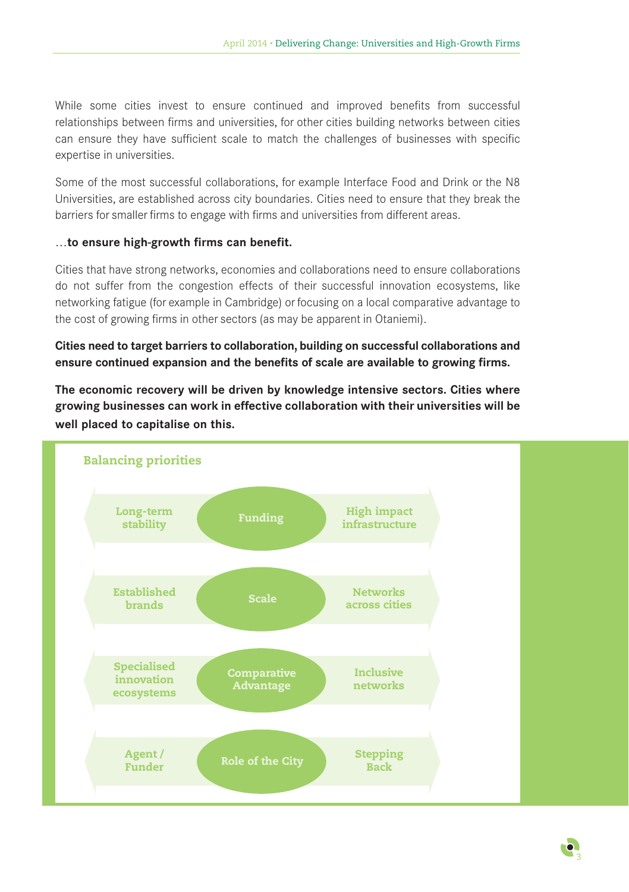While some cities invest to ensure continued and improved benefits from successful relationships between firms and universities, for other cities building networks between cities can ensure they have sufficient scale to match the challenges of businesses with specific expertise in universities.

Some of the most successful collaborations, for example Interface Food and Drink or the N8 Universities, are established across city boundaries. Cities need to ensure that they break the barriers for smaller firms to engage with firms and universities from different areas.

…**to ensure high-growth firms can benefit.**

Cities that have strong networks, economies and collaborations need to ensure collaborations do not suffer from the congestion effects of their successful innovation ecosystems, like networking fatigue (for example in Cambridge) or focusing on a local comparative advantage to the cost of growing firms in other sectors (as may be apparent in Otaniemi).

**Cities need to target barriers to collaboration, building on successful collaborations and ensure continued expansion and the benefits of scale are available to growing firms.**

**The economic recovery will be driven by knowledge intensive sectors. Cities where growing businesses can work in effective collaboration with their universities will be well placed to capitalise on this.**

## Balancing priorities

| | | |
|---|---|---|
| Long-term stability | Funding | High impact infrastructure |
| Established brands | Scale | Networks across cities |
| Specialised innovation ecosystems | Comparative Advantage | Inclusive networks |
| Agent / Funder | Role of the City | Stepping Back |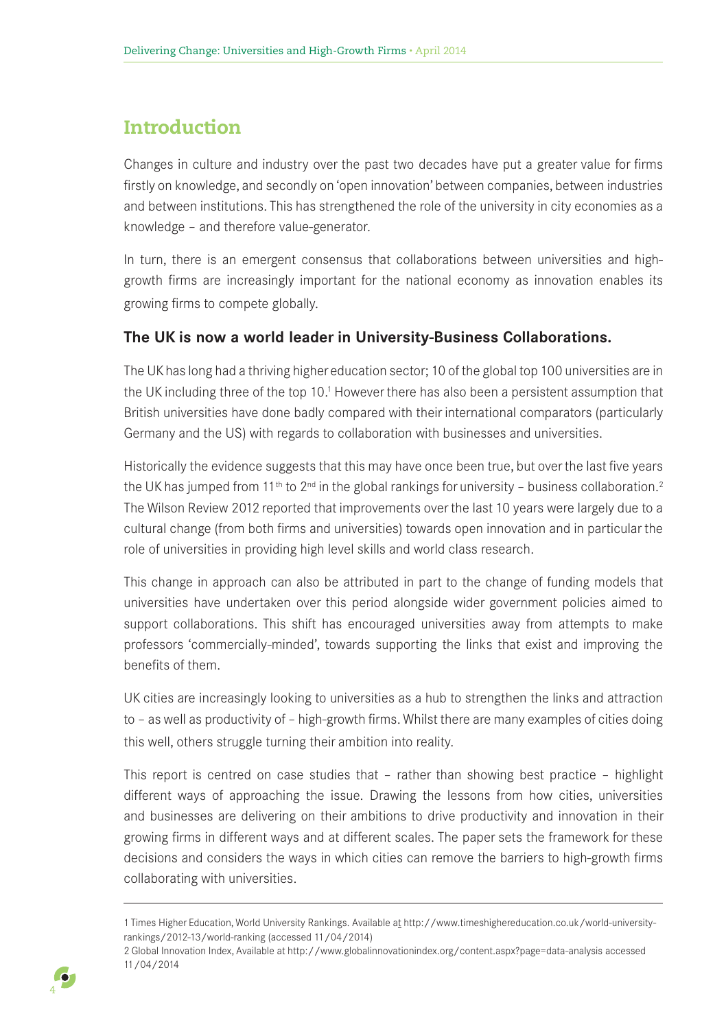## Introduction

Changes in culture and industry over the past two decades have put a greater value for firms firstly on knowledge, and secondly on 'open innovation' between companies, between industries and between institutions. This has strengthened the role of the university in city economies as a knowledge – and therefore value-generator.

In turn, there is an emergent consensus that collaborations between universities and high-growth firms are increasingly important for the national economy as innovation enables its growing firms to compete globally.

### The UK is now a world leader in University-Business Collaborations.

The UK has long had a thriving higher education sector; 10 of the global top 100 universities are in the UK including three of the top 10.[1] However there has also been a persistent assumption that British universities have done badly compared with their international comparators (particularly Germany and the US) with regards to collaboration with businesses and universities.

Historically the evidence suggests that this may have once been true, but over the last five years the UK has jumped from 11th to 2nd in the global rankings for university – business collaboration.[2] The Wilson Review 2012 reported that improvements over the last 10 years were largely due to a cultural change (from both firms and universities) towards open innovation and in particular the role of universities in providing high level skills and world class research.

This change in approach can also be attributed in part to the change of funding models that universities have undertaken over this period alongside wider government policies aimed to support collaborations. This shift has encouraged universities away from attempts to make professors 'commercially-minded', towards supporting the links that exist and improving the benefits of them.

UK cities are increasingly looking to universities as a hub to strengthen the links and attraction to – as well as productivity of – high-growth firms. Whilst there are many examples of cities doing this well, others struggle turning their ambition into reality.

This report is centred on case studies that – rather than showing best practice – highlight different ways of approaching the issue. Drawing the lessons from how cities, universities and businesses are delivering on their ambitions to drive productivity and innovation in their growing firms in different ways and at different scales. The paper sets the framework for these decisions and considers the ways in which cities can remove the barriers to high-growth firms collaborating with universities.

---

1 Times Higher Education, World University Rankings. Available at http://www.timeshighereducation.co.uk/world-university-rankings/2012-13/world-ranking (accessed 11/04/2014)

2 Global Innovation Index, Available at http://www.globalinnovationindex.org/content.aspx?page=data-analysis accessed 11/04/2014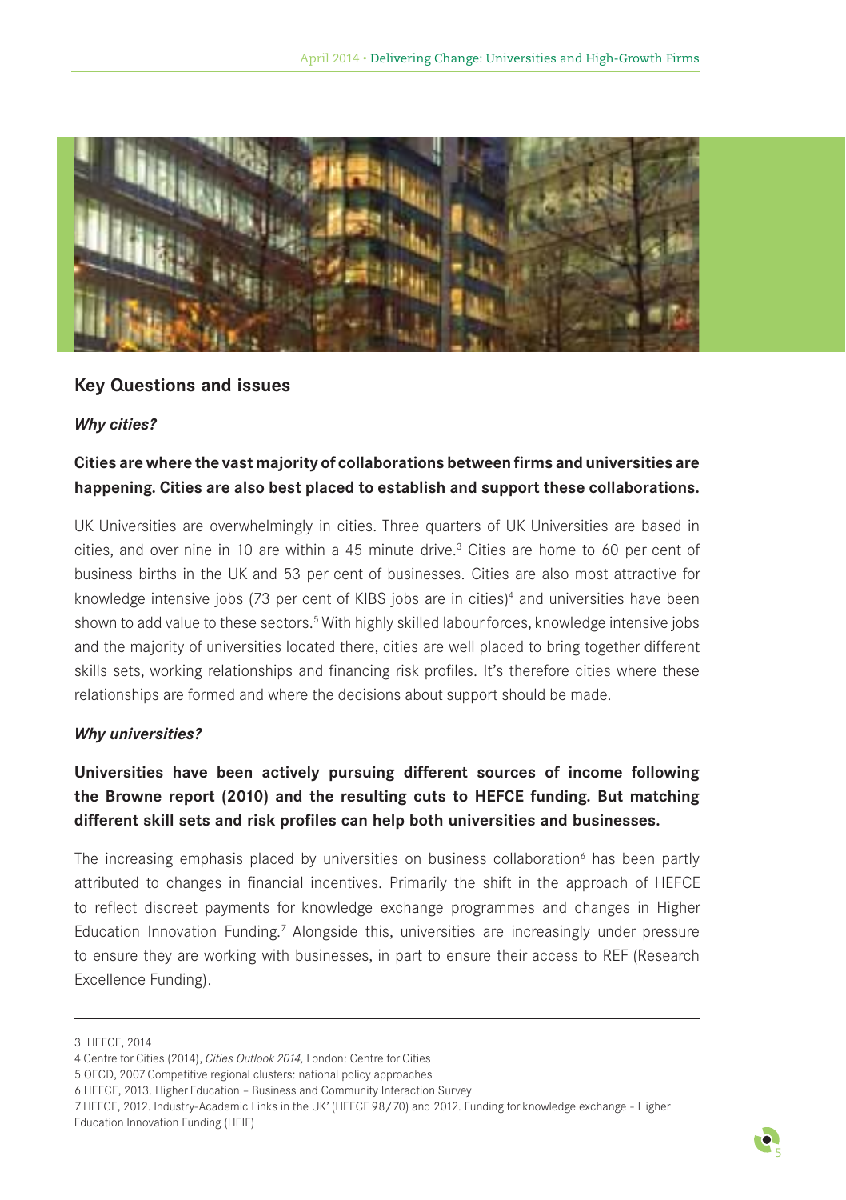## Key Questions and issues

### *Why cities?*

**Cities are where the vast majority of collaborations between firms and universities are happening. Cities are also best placed to establish and support these collaborations.**

UK Universities are overwhelmingly in cities. Three quarters of UK Universities are based in cities, and over nine in 10 are within a 45 minute drive.[3] Cities are home to 60 per cent of business births in the UK and 53 per cent of businesses. Cities are also most attractive for knowledge intensive jobs (73 per cent of KIBS jobs are in cities)[4] and universities have been shown to add value to these sectors.[5] With highly skilled labour forces, knowledge intensive jobs and the majority of universities located there, cities are well placed to bring together different skills sets, working relationships and financing risk profiles. It's therefore cities where these relationships are formed and where the decisions about support should be made.

### *Why universities?*

**Universities have been actively pursuing different sources of income following the Browne report (2010) and the resulting cuts to HEFCE funding. But matching different skill sets and risk profiles can help both universities and businesses.**

The increasing emphasis placed by universities on business collaboration[6] has been partly attributed to changes in financial incentives. Primarily the shift in the approach of HEFCE to reflect discreet payments for knowledge exchange programmes and changes in Higher Education Innovation Funding.[7] Alongside this, universities are increasingly under pressure to ensure they are working with businesses, in part to ensure their access to REF (Research Excellence Funding).

---

3 HEFCE, 2014

4 Centre for Cities (2014), *Cities Outlook 2014,* London: Centre for Cities

5 OECD, 2007 Competitive regional clusters: national policy approaches

6 HEFCE, 2013. Higher Education – Business and Community Interaction Survey

7 HEFCE, 2012. Industry-Academic Links in the UK' (HEFCE 98/70) and 2012. Funding for knowledge exchange – Higher Education Innovation Funding (HEIF)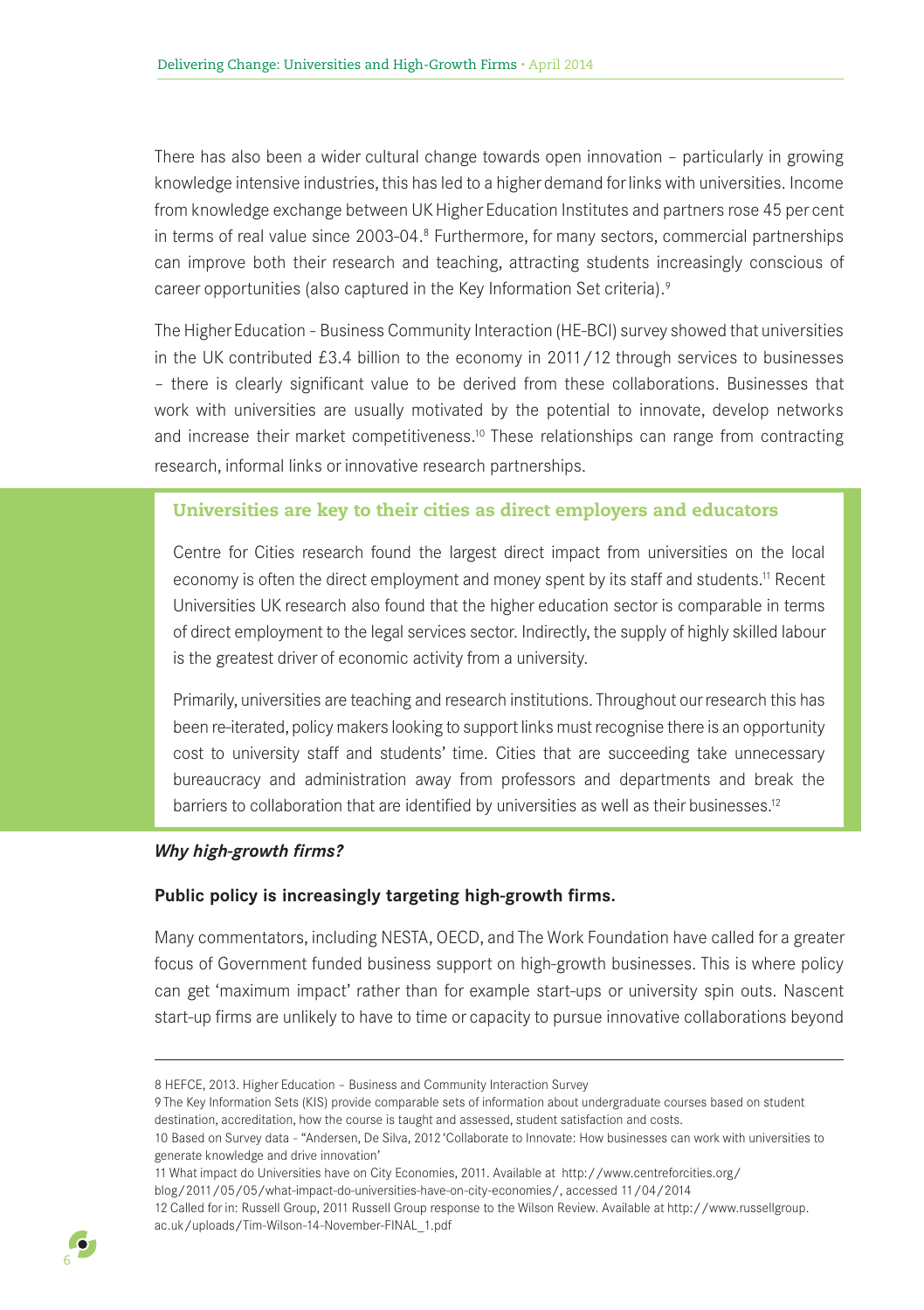There has also been a wider cultural change towards open innovation – particularly in growing knowledge intensive industries, this has led to a higher demand for links with universities. Income from knowledge exchange between UK Higher Education Institutes and partners rose 45 per cent in terms of real value since 2003-04.[8] Furthermore, for many sectors, commercial partnerships can improve both their research and teaching, attracting students increasingly conscious of career opportunities (also captured in the Key Information Set criteria).[9]

The Higher Education - Business Community Interaction (HE-BCI) survey showed that universities in the UK contributed £3.4 billion to the economy in 2011/12 through services to businesses – there is clearly significant value to be derived from these collaborations. Businesses that work with universities are usually motivated by the potential to innovate, develop networks and increase their market competitiveness.[10] These relationships can range from contracting research, informal links or innovative research partnerships.

### Universities are key to their cities as direct employers and educators

Centre for Cities research found the largest direct impact from universities on the local economy is often the direct employment and money spent by its staff and students.[11] Recent Universities UK research also found that the higher education sector is comparable in terms of direct employment to the legal services sector. Indirectly, the supply of highly skilled labour is the greatest driver of economic activity from a university.

Primarily, universities are teaching and research institutions. Throughout our research this has been re-iterated, policy makers looking to support links must recognise there is an opportunity cost to university staff and students' time. Cities that are succeeding take unnecessary bureaucracy and administration away from professors and departments and break the barriers to collaboration that are identified by universities as well as their businesses.[12]

***Why high-growth firms?***

**Public policy is increasingly targeting high-growth firms.**

Many commentators, including NESTA, OECD, and The Work Foundation have called for a greater focus of Government funded business support on high-growth businesses. This is where policy can get 'maximum impact' rather than for example start-ups or university spin outs. Nascent start-up firms are unlikely to have to time or capacity to pursue innovative collaborations beyond

---

8 HEFCE, 2013. Higher Education – Business and Community Interaction Survey

9 The Key Information Sets (KIS) provide comparable sets of information about undergraduate courses based on student destination, accreditation, how the course is taught and assessed, student satisfaction and costs.

10 Based on Survey data - "Andersen, De Silva, 2012 'Collaborate to Innovate: How businesses can work with universities to generate knowledge and drive innovation'

11 What impact do Universities have on City Economies, 2011. Available at http://www.centreforcities.org/blog/2011/05/05/what-impact-do-universities-have-on-city-economies/, accessed 11/04/2014

12 Called for in: Russell Group, 2011 Russell Group response to the Wilson Review. Available at http://www.russellgroup.ac.uk/uploads/Tim-Wilson-14-November-FINAL_1.pdf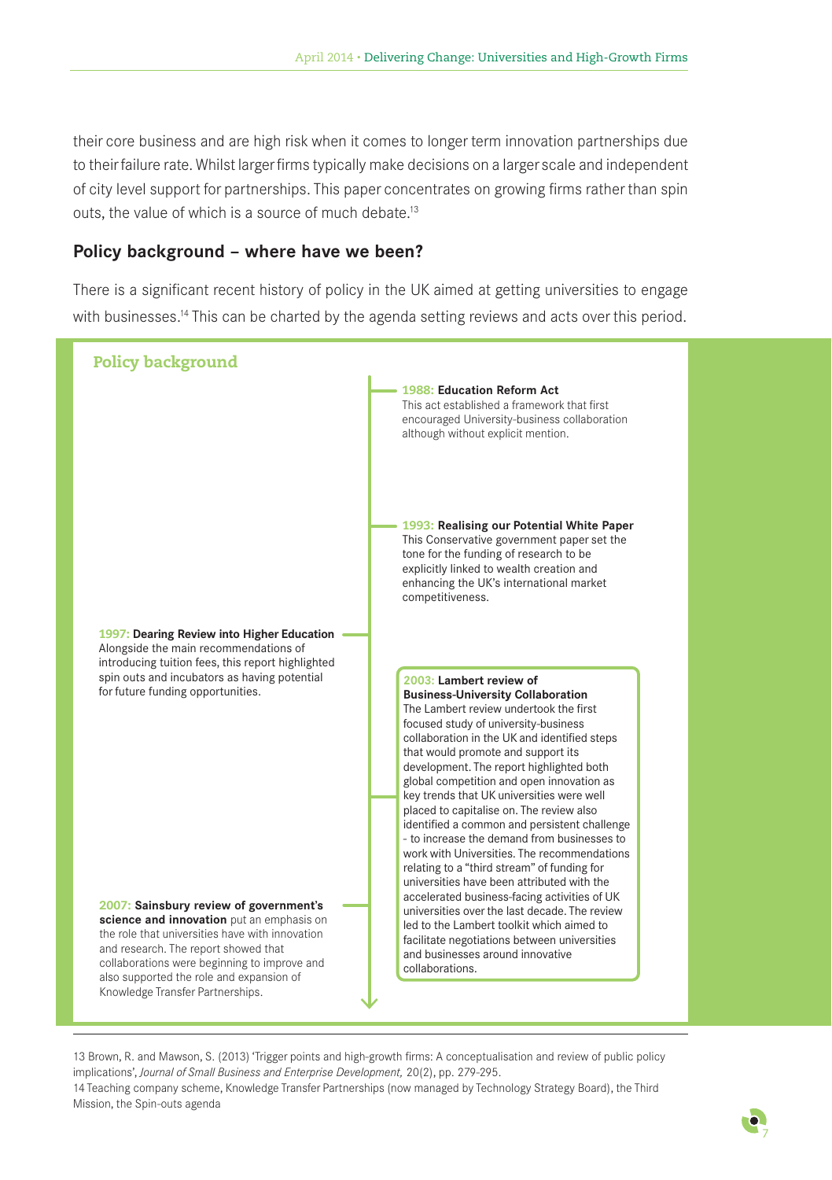their core business and are high risk when it comes to longer term innovation partnerships due to their failure rate. Whilst larger firms typically make decisions on a larger scale and independent of city level support for partnerships. This paper concentrates on growing firms rather than spin outs, the value of which is a source of much debate.[13]

## Policy background – where have we been?

There is a significant recent history of policy in the UK aimed at getting universities to engage with businesses.[14] This can be charted by the agenda setting reviews and acts over this period.

### Policy background

**1988: Education Reform Act**
This act established a framework that first encouraged University-business collaboration although without explicit mention.

**1993: Realising our Potential White Paper**
This Conservative government paper set the tone for the funding of research to be explicitly linked to wealth creation and enhancing the UK's international market competitiveness.

**1997: Dearing Review into Higher Education**
Alongside the main recommendations of introducing tuition fees, this report highlighted spin outs and incubators as having potential for future funding opportunities.

**2003: Lambert review of Business-University Collaboration**
The Lambert review undertook the first focused study of university-business collaboration in the UK and identified steps that would promote and support its development. The report highlighted both global competition and open innovation as key trends that UK universities were well placed to capitalise on. The review also identified a common and persistent challenge - to increase the demand from businesses to work with Universities. The recommendations relating to a "third stream" of funding for universities have been attributed with the accelerated business-facing activities of UK universities over the last decade. The review led to the Lambert toolkit which aimed to facilitate negotiations between universities and businesses around innovative collaborations.

**2007: Sainsbury review of government's science and innovation** put an emphasis on the role that universities have with innovation and research. The report showed that collaborations were beginning to improve and also supported the role and expansion of Knowledge Transfer Partnerships.

---

13 Brown, R. and Mawson, S. (2013) 'Trigger points and high-growth firms: A conceptualisation and review of public policy implications', *Journal of Small Business and Enterprise Development,* 20(2), pp. 279-295.

14 Teaching company scheme, Knowledge Transfer Partnerships (now managed by Technology Strategy Board), the Third Mission, the Spin-outs agenda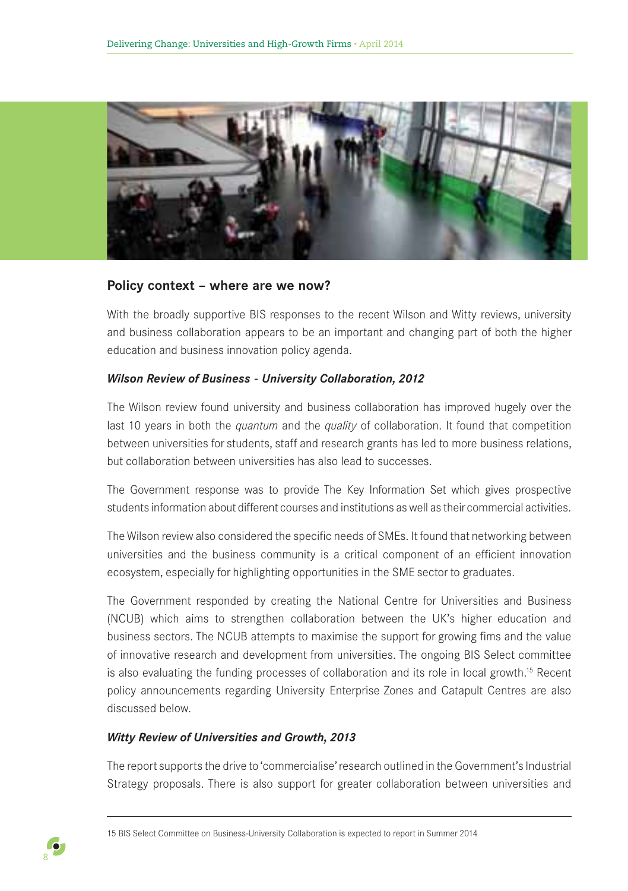## Policy context – where are we now?

With the broadly supportive BIS responses to the recent Wilson and Witty reviews, university and business collaboration appears to be an important and changing part of both the higher education and business innovation policy agenda.

### *Wilson Review of Business - University Collaboration, 2012*

The Wilson review found university and business collaboration has improved hugely over the last 10 years in both the *quantum* and the *quality* of collaboration. It found that competition between universities for students, staff and research grants has led to more business relations, but collaboration between universities has also lead to successes.

The Government response was to provide The Key Information Set which gives prospective students information about different courses and institutions as well as their commercial activities.

The Wilson review also considered the specific needs of SMEs. It found that networking between universities and the business community is a critical component of an efficient innovation ecosystem, especially for highlighting opportunities in the SME sector to graduates.

The Government responded by creating the National Centre for Universities and Business (NCUB) which aims to strengthen collaboration between the UK's higher education and business sectors. The NCUB attempts to maximise the support for growing fims and the value of innovative research and development from universities. The ongoing BIS Select committee is also evaluating the funding processes of collaboration and its role in local growth.[15] Recent policy announcements regarding University Enterprise Zones and Catapult Centres are also discussed below.

### *Witty Review of Universities and Growth, 2013*

The report supports the drive to 'commercialise' research outlined in the Government's Industrial Strategy proposals. There is also support for greater collaboration between universities and

15 BIS Select Committee on Business-University Collaboration is expected to report in Summer 2014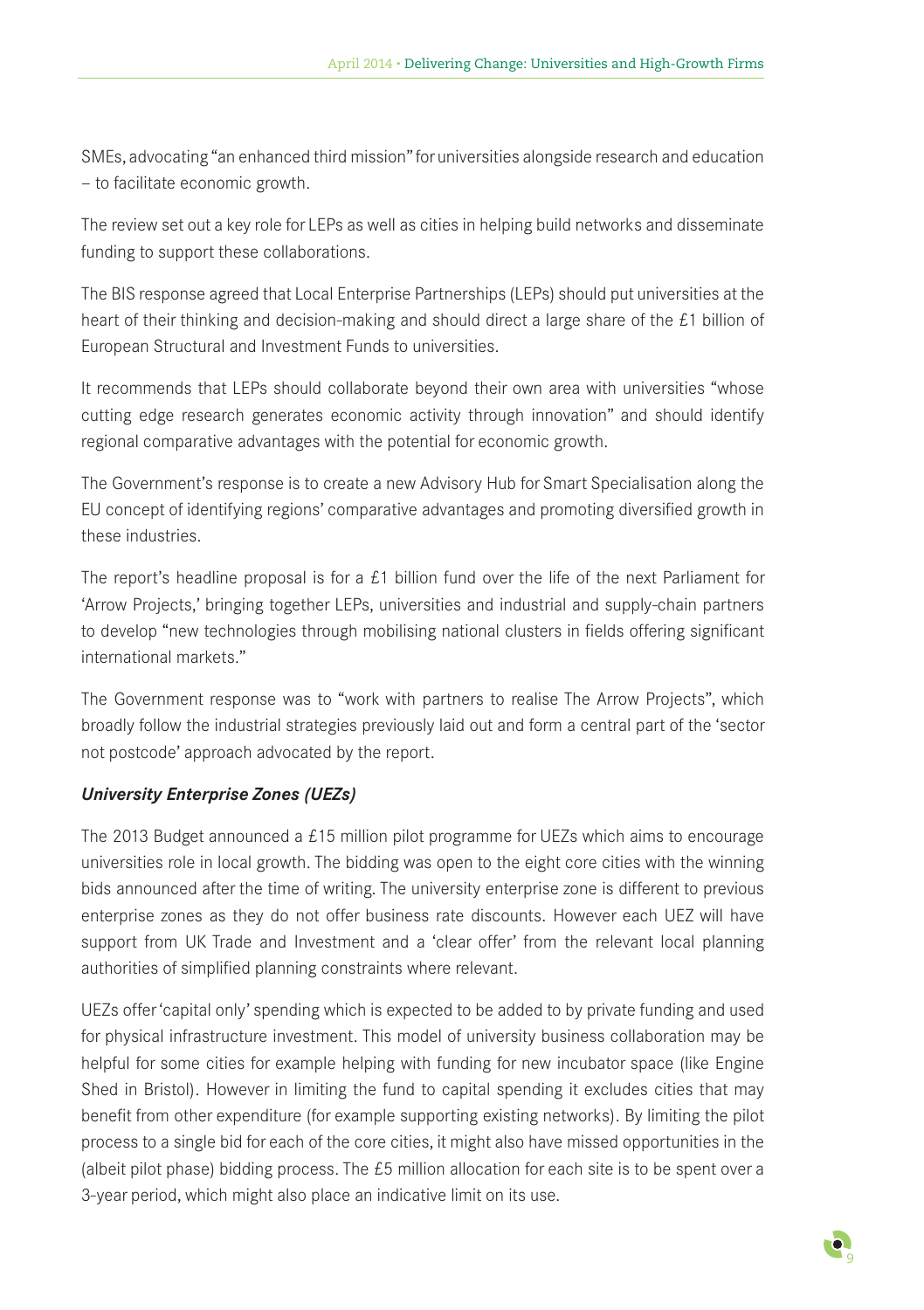SMEs, advocating "an enhanced third mission" for universities alongside research and education – to facilitate economic growth.

The review set out a key role for LEPs as well as cities in helping build networks and disseminate funding to support these collaborations.

The BIS response agreed that Local Enterprise Partnerships (LEPs) should put universities at the heart of their thinking and decision-making and should direct a large share of the £1 billion of European Structural and Investment Funds to universities.

It recommends that LEPs should collaborate beyond their own area with universities "whose cutting edge research generates economic activity through innovation" and should identify regional comparative advantages with the potential for economic growth.

The Government's response is to create a new Advisory Hub for Smart Specialisation along the EU concept of identifying regions' comparative advantages and promoting diversified growth in these industries.

The report's headline proposal is for a £1 billion fund over the life of the next Parliament for 'Arrow Projects,' bringing together LEPs, universities and industrial and supply-chain partners to develop "new technologies through mobilising national clusters in fields offering significant international markets."

The Government response was to "work with partners to realise The Arrow Projects", which broadly follow the industrial strategies previously laid out and form a central part of the 'sector not postcode' approach advocated by the report.

***University Enterprise Zones (UEZs)***

The 2013 Budget announced a £15 million pilot programme for UEZs which aims to encourage universities role in local growth. The bidding was open to the eight core cities with the winning bids announced after the time of writing. The university enterprise zone is different to previous enterprise zones as they do not offer business rate discounts. However each UEZ will have support from UK Trade and Investment and a 'clear offer' from the relevant local planning authorities of simplified planning constraints where relevant.

UEZs offer 'capital only' spending which is expected to be added to by private funding and used for physical infrastructure investment. This model of university business collaboration may be helpful for some cities for example helping with funding for new incubator space (like Engine Shed in Bristol). However in limiting the fund to capital spending it excludes cities that may benefit from other expenditure (for example supporting existing networks). By limiting the pilot process to a single bid for each of the core cities, it might also have missed opportunities in the (albeit pilot phase) bidding process. The £5 million allocation for each site is to be spent over a 3-year period, which might also place an indicative limit on its use.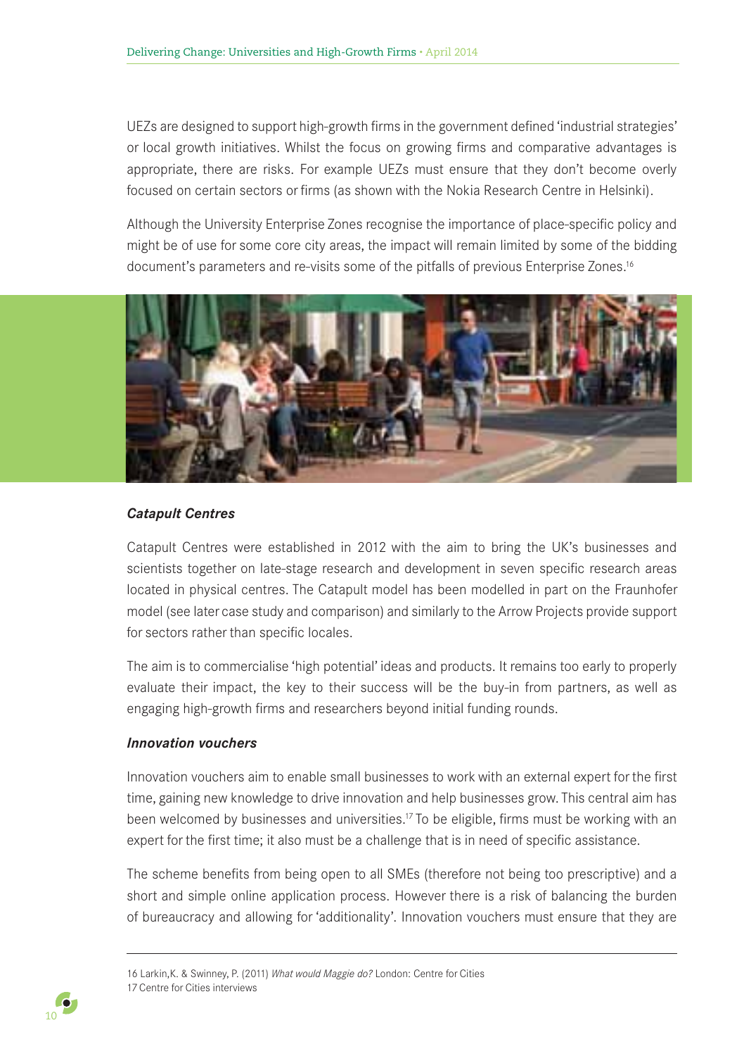UEZs are designed to support high-growth firms in the government defined 'industrial strategies' or local growth initiatives. Whilst the focus on growing firms and comparative advantages is appropriate, there are risks. For example UEZs must ensure that they don't become overly focused on certain sectors or firms (as shown with the Nokia Research Centre in Helsinki).

Although the University Enterprise Zones recognise the importance of place-specific policy and might be of use for some core city areas, the impact will remain limited by some of the bidding document's parameters and re-visits some of the pitfalls of previous Enterprise Zones.[16]

### *Catapult Centres*

Catapult Centres were established in 2012 with the aim to bring the UK's businesses and scientists together on late-stage research and development in seven specific research areas located in physical centres. The Catapult model has been modelled in part on the Fraunhofer model (see later case study and comparison) and similarly to the Arrow Projects provide support for sectors rather than specific locales.

The aim is to commercialise 'high potential' ideas and products. It remains too early to properly evaluate their impact, the key to their success will be the buy-in from partners, as well as engaging high-growth firms and researchers beyond initial funding rounds.

### *Innovation vouchers*

Innovation vouchers aim to enable small businesses to work with an external expert for the first time, gaining new knowledge to drive innovation and help businesses grow. This central aim has been welcomed by businesses and universities.[17] To be eligible, firms must be working with an expert for the first time; it also must be a challenge that is in need of specific assistance.

The scheme benefits from being open to all SMEs (therefore not being too prescriptive) and a short and simple online application process. However there is a risk of balancing the burden of bureaucracy and allowing for 'additionality'. Innovation vouchers must ensure that they are

---

16 Larkin,K. & Swinney, P. (2011) *What would Maggie do?* London: Centre for Cities
17 Centre for Cities interviews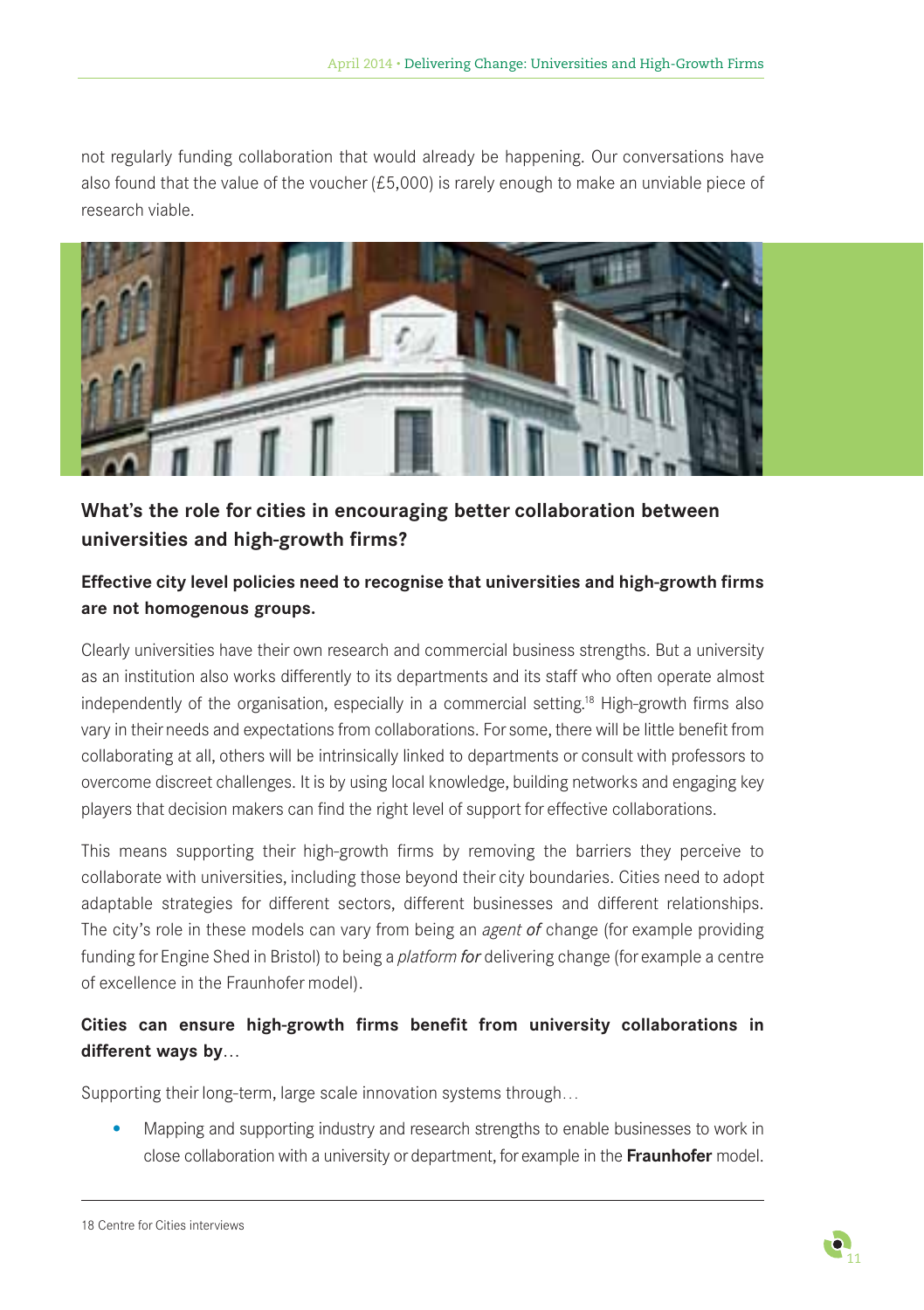not regularly funding collaboration that would already be happening. Our conversations have also found that the value of the voucher (£5,000) is rarely enough to make an unviable piece of research viable.

## What's the role for cities in encouraging better collaboration between universities and high-growth firms?

### Effective city level policies need to recognise that universities and high-growth firms are not homogenous groups.

Clearly universities have their own research and commercial business strengths. But a university as an institution also works differently to its departments and its staff who often operate almost independently of the organisation, especially in a commercial setting.[18] High-growth firms also vary in their needs and expectations from collaborations. For some, there will be little benefit from collaborating at all, others will be intrinsically linked to departments or consult with professors to overcome discreet challenges. It is by using local knowledge, building networks and engaging key players that decision makers can find the right level of support for effective collaborations.

This means supporting their high-growth firms by removing the barriers they perceive to collaborate with universities, including those beyond their city boundaries. Cities need to adopt adaptable strategies for different sectors, different businesses and different relationships. The city's role in these models can vary from being an *agent of* change (for example providing funding for Engine Shed in Bristol) to being a *platform for* delivering change (for example a centre of excellence in the Fraunhofer model).

### Cities can ensure high-growth firms benefit from university collaborations in different ways by…

Supporting their long-term, large scale innovation systems through…

- Mapping and supporting industry and research strengths to enable businesses to work in close collaboration with a university or department, for example in the **Fraunhofer** model.

18 Centre for Cities interviews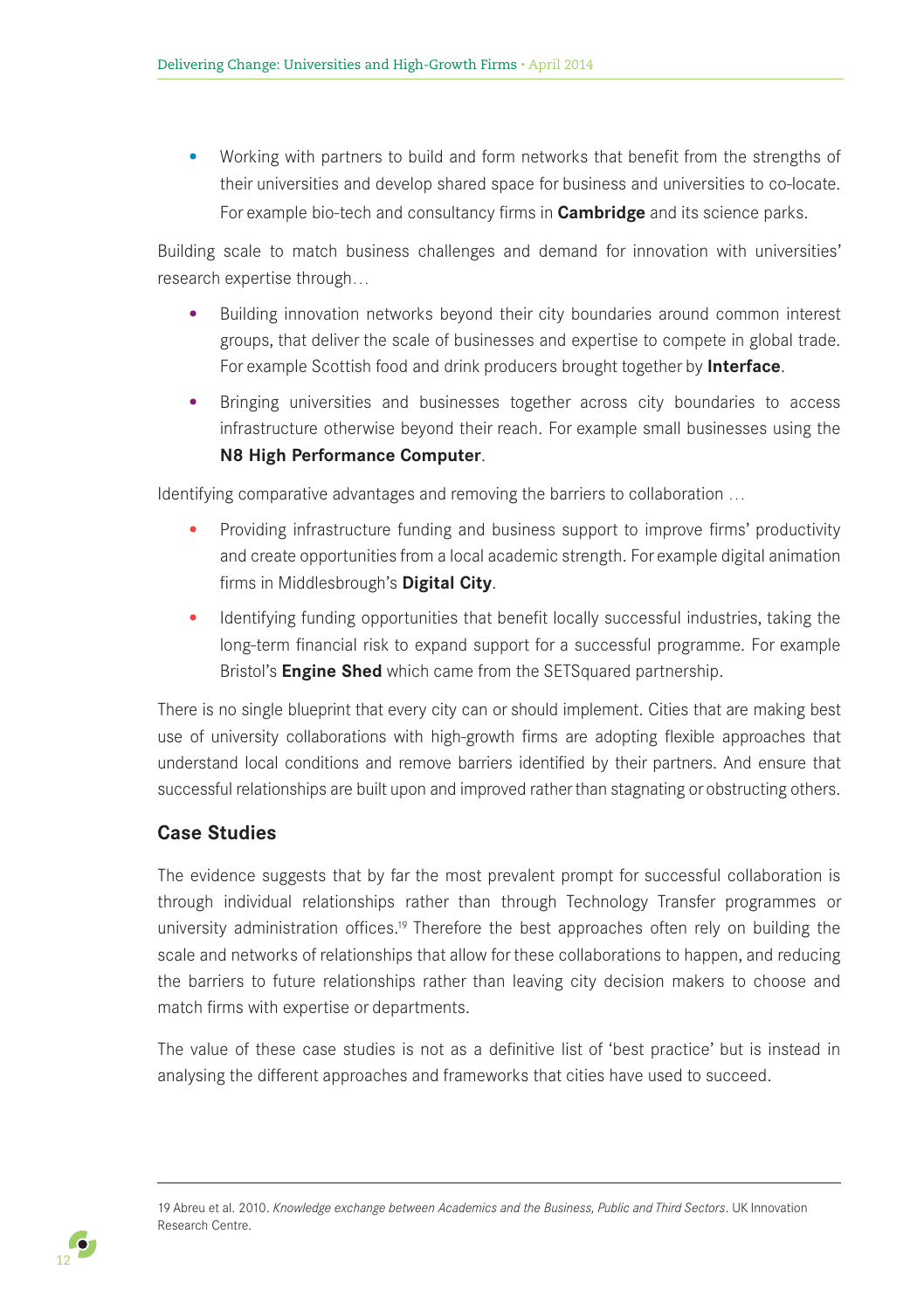- Working with partners to build and form networks that benefit from the strengths of their universities and develop shared space for business and universities to co-locate. For example bio-tech and consultancy firms in **Cambridge** and its science parks.

Building scale to match business challenges and demand for innovation with universities' research expertise through…

- Building innovation networks beyond their city boundaries around common interest groups, that deliver the scale of businesses and expertise to compete in global trade. For example Scottish food and drink producers brought together by **Interface**.
- Bringing universities and businesses together across city boundaries to access infrastructure otherwise beyond their reach. For example small businesses using the **N8 High Performance Computer**.

Identifying comparative advantages and removing the barriers to collaboration …

- Providing infrastructure funding and business support to improve firms' productivity and create opportunities from a local academic strength. For example digital animation firms in Middlesbrough's **Digital City**.
- Identifying funding opportunities that benefit locally successful industries, taking the long-term financial risk to expand support for a successful programme. For example Bristol's **Engine Shed** which came from the SETSquared partnership.

There is no single blueprint that every city can or should implement. Cities that are making best use of university collaborations with high-growth firms are adopting flexible approaches that understand local conditions and remove barriers identified by their partners. And ensure that successful relationships are built upon and improved rather than stagnating or obstructing others.

## Case Studies

The evidence suggests that by far the most prevalent prompt for successful collaboration is through individual relationships rather than through Technology Transfer programmes or university administration offices.[19] Therefore the best approaches often rely on building the scale and networks of relationships that allow for these collaborations to happen, and reducing the barriers to future relationships rather than leaving city decision makers to choose and match firms with expertise or departments.

The value of these case studies is not as a definitive list of 'best practice' but is instead in analysing the different approaches and frameworks that cities have used to succeed.

---

19 Abreu et al. 2010. *Knowledge exchange between Academics and the Business, Public and Third Sectors*. UK Innovation Research Centre.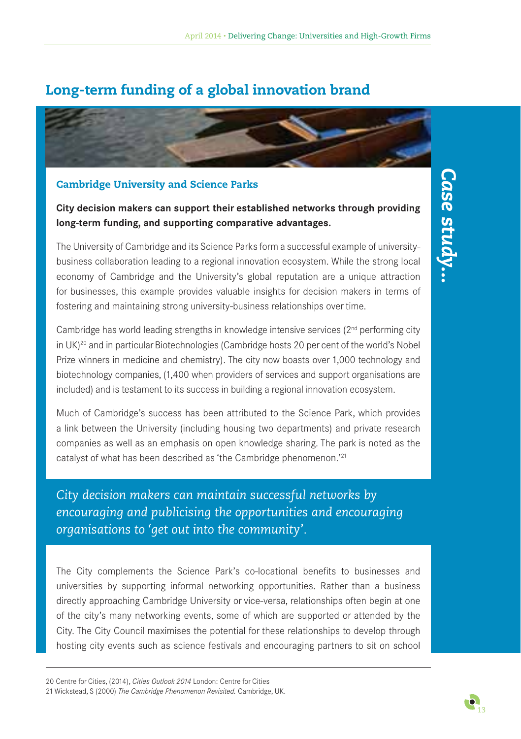## Long-term funding of a global innovation brand

*Case study...*

### Cambridge University and Science Parks

**City decision makers can support their established networks through providing long-term funding, and supporting comparative advantages.**

The University of Cambridge and its Science Parks form a successful example of university-business collaboration leading to a regional innovation ecosystem. While the strong local economy of Cambridge and the University's global reputation are a unique attraction for businesses, this example provides valuable insights for decision makers in terms of fostering and maintaining strong university-business relationships over time.

Cambridge has world leading strengths in knowledge intensive services (2nd performing city in UK)[20] and in particular Biotechnologies (Cambridge hosts 20 per cent of the world's Nobel Prize winners in medicine and chemistry). The city now boasts over 1,000 technology and biotechnology companies, (1,400 when providers of services and support organisations are included) and is testament to its success in building a regional innovation ecosystem.

Much of Cambridge's success has been attributed to the Science Park, which provides a link between the University (including housing two departments) and private research companies as well as an emphasis on open knowledge sharing. The park is noted as the catalyst of what has been described as 'the Cambridge phenomenon.'[21]

*City decision makers can maintain successful networks by encouraging and publicising the opportunities and encouraging organisations to 'get out into the community'.*

The City complements the Science Park's co-locational benefits to businesses and universities by supporting informal networking opportunities. Rather than a business directly approaching Cambridge University or vice-versa, relationships often begin at one of the city's many networking events, some of which are supported or attended by the City. The City Council maximises the potential for these relationships to develop through hosting city events such as science festivals and encouraging partners to sit on school

20 Centre for Cities, (2014), *Cities Outlook 2014* London: Centre for Cities

21 Wickstead, S (2000) *The Cambridge Phenomenon Revisited.* Cambridge, UK.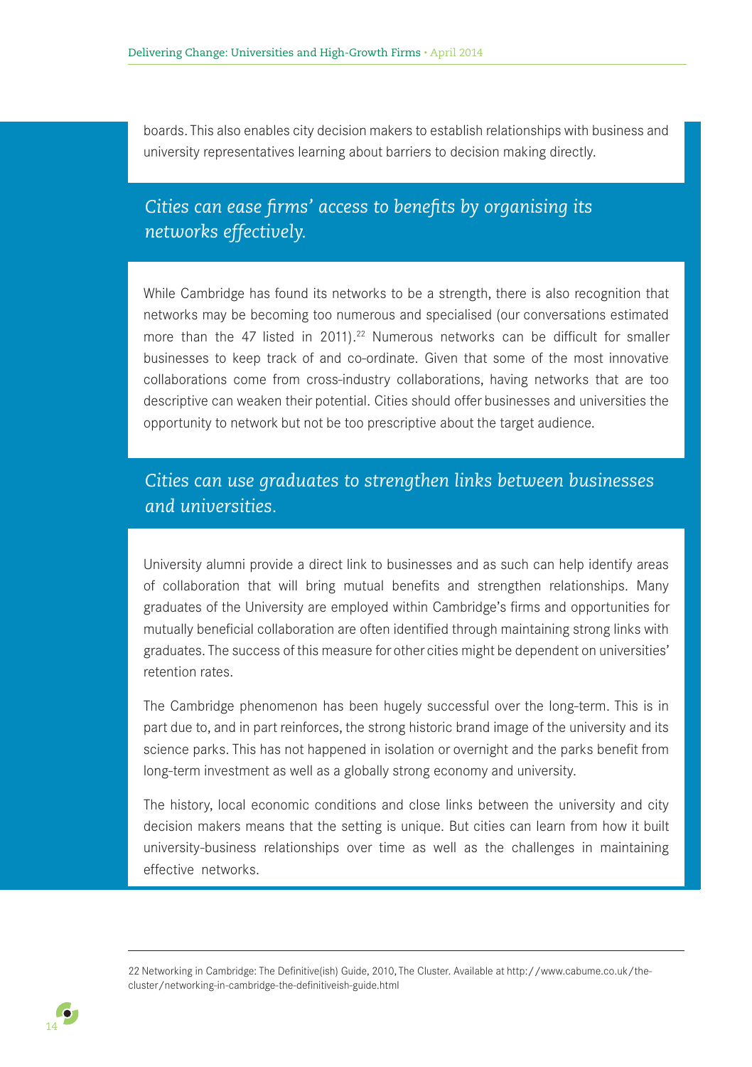boards. This also enables city decision makers to establish relationships with business and university representatives learning about barriers to decision making directly.

### *Cities can ease firms' access to benefits by organising its networks effectively.*

While Cambridge has found its networks to be a strength, there is also recognition that networks may be becoming too numerous and specialised (our conversations estimated more than the 47 listed in 2011).[22] Numerous networks can be difficult for smaller businesses to keep track of and co-ordinate. Given that some of the most innovative collaborations come from cross-industry collaborations, having networks that are too descriptive can weaken their potential. Cities should offer businesses and universities the opportunity to network but not be too prescriptive about the target audience.

### *Cities can use graduates to strengthen links between businesses and universities.*

University alumni provide a direct link to businesses and as such can help identify areas of collaboration that will bring mutual benefits and strengthen relationships. Many graduates of the University are employed within Cambridge's firms and opportunities for mutually beneficial collaboration are often identified through maintaining strong links with graduates. The success of this measure for other cities might be dependent on universities' retention rates.

The Cambridge phenomenon has been hugely successful over the long-term. This is in part due to, and in part reinforces, the strong historic brand image of the university and its science parks. This has not happened in isolation or overnight and the parks benefit from long-term investment as well as a globally strong economy and university.

The history, local economic conditions and close links between the university and city decision makers means that the setting is unique. But cities can learn from how it built university-business relationships over time as well as the challenges in maintaining effective networks.

---

22 Networking in Cambridge: The Definitive(ish) Guide, 2010, The Cluster. Available at http://www.cabume.co.uk/the-cluster/networking-in-cambridge-the-definitiveish-guide.html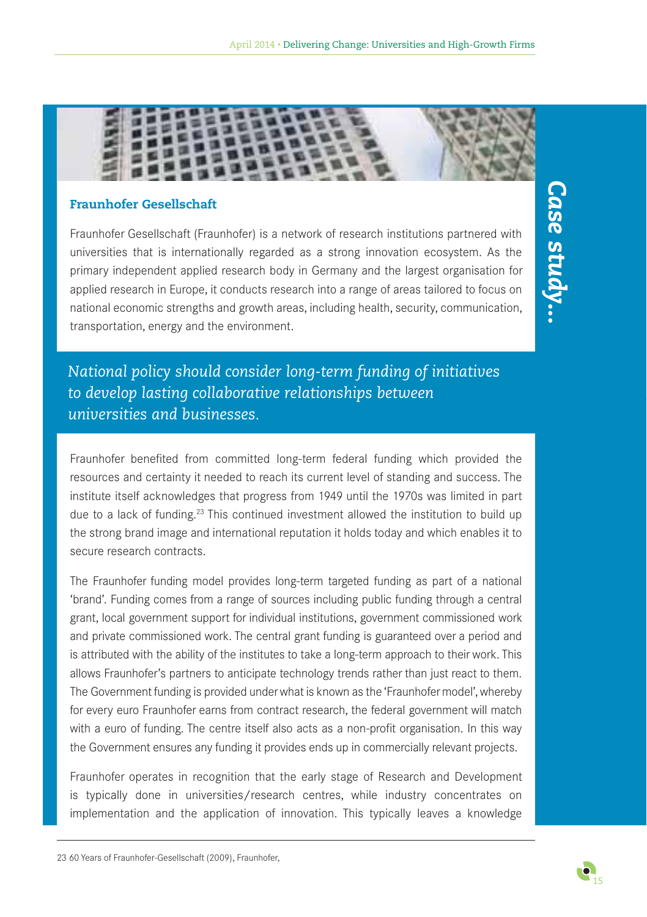## Fraunhofer Gesellschaft

Case study...

Fraunhofer Gesellschaft (Fraunhofer) is a network of research institutions partnered with universities that is internationally regarded as a strong innovation ecosystem. As the primary independent applied research body in Germany and the largest organisation for applied research in Europe, it conducts research into a range of areas tailored to focus on national economic strengths and growth areas, including health, security, communication, transportation, energy and the environment.

*National policy should consider long-term funding of initiatives to develop lasting collaborative relationships between universities and businesses.*

Fraunhofer benefited from committed long-term federal funding which provided the resources and certainty it needed to reach its current level of standing and success. The institute itself acknowledges that progress from 1949 until the 1970s was limited in part due to a lack of funding.[23] This continued investment allowed the institution to build up the strong brand image and international reputation it holds today and which enables it to secure research contracts.

The Fraunhofer funding model provides long-term targeted funding as part of a national 'brand'. Funding comes from a range of sources including public funding through a central grant, local government support for individual institutions, government commissioned work and private commissioned work. The central grant funding is guaranteed over a period and is attributed with the ability of the institutes to take a long-term approach to their work. This allows Fraunhofer's partners to anticipate technology trends rather than just react to them. The Government funding is provided under what is known as the 'Fraunhofer model', whereby for every euro Fraunhofer earns from contract research, the federal government will match with a euro of funding. The centre itself also acts as a non-profit organisation. In this way the Government ensures any funding it provides ends up in commercially relevant projects.

Fraunhofer operates in recognition that the early stage of Research and Development is typically done in universities/research centres, while industry concentrates on implementation and the application of innovation. This typically leaves a knowledge

23 60 Years of Fraunhofer-Gesellschaft (2009), Fraunhofer,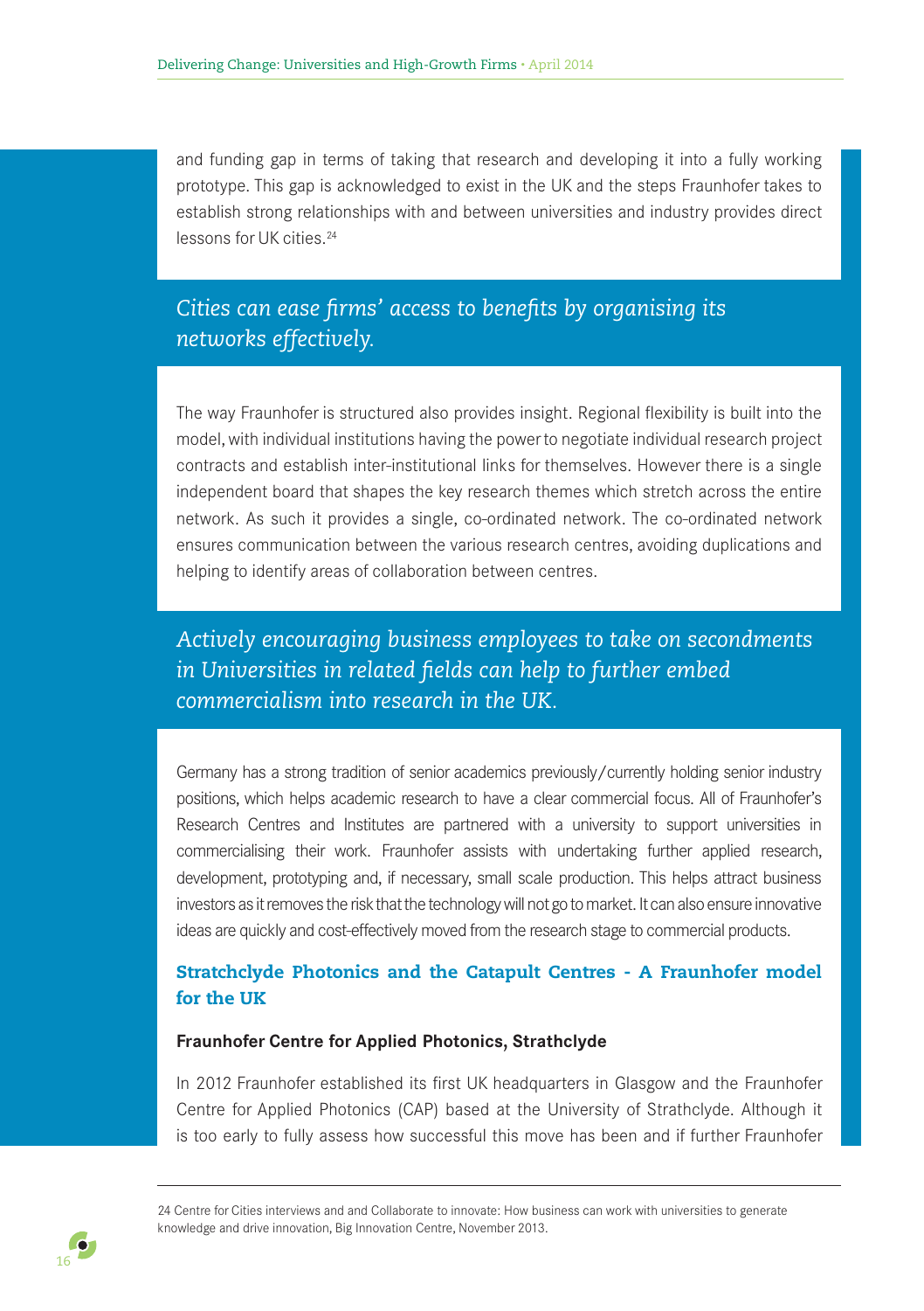and funding gap in terms of taking that research and developing it into a fully working prototype. This gap is acknowledged to exist in the UK and the steps Fraunhofer takes to establish strong relationships with and between universities and industry provides direct lessons for UK cities.[24]

*Cities can ease firms' access to benefits by organising its networks effectively.*

The way Fraunhofer is structured also provides insight. Regional flexibility is built into the model, with individual institutions having the power to negotiate individual research project contracts and establish inter-institutional links for themselves. However there is a single independent board that shapes the key research themes which stretch across the entire network. As such it provides a single, co-ordinated network. The co-ordinated network ensures communication between the various research centres, avoiding duplications and helping to identify areas of collaboration between centres.

*Actively encouraging business employees to take on secondments in Universities in related fields can help to further embed commercialism into research in the UK.*

Germany has a strong tradition of senior academics previously/currently holding senior industry positions, which helps academic research to have a clear commercial focus. All of Fraunhofer's Research Centres and Institutes are partnered with a university to support universities in commercialising their work. Fraunhofer assists with undertaking further applied research, development, prototyping and, if necessary, small scale production. This helps attract business investors as it removes the risk that the technology will not go to market. It can also ensure innovative ideas are quickly and cost-effectively moved from the research stage to commercial products.

### Stratchclyde Photonics and the Catapult Centres - A Fraunhofer model for the UK

#### Fraunhofer Centre for Applied Photonics, Strathclyde

In 2012 Fraunhofer established its first UK headquarters in Glasgow and the Fraunhofer Centre for Applied Photonics (CAP) based at the University of Strathclyde. Although it is too early to fully assess how successful this move has been and if further Fraunhofer

24 Centre for Cities interviews and and Collaborate to innovate: How business can work with universities to generate knowledge and drive innovation, Big Innovation Centre, November 2013.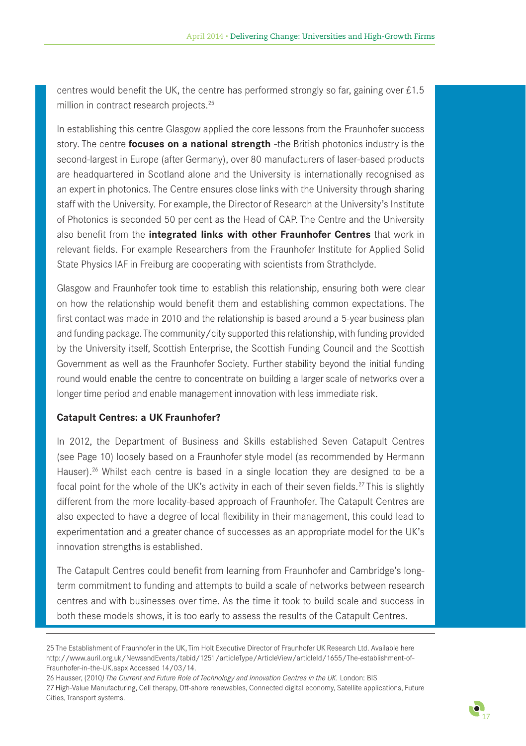centres would benefit the UK, the centre has performed strongly so far, gaining over £1.5 million in contract research projects.[25]

In establishing this centre Glasgow applied the core lessons from the Fraunhofer success story. The centre **focuses on a national strength** -the British photonics industry is the second-largest in Europe (after Germany), over 80 manufacturers of laser-based products are headquartered in Scotland alone and the University is internationally recognised as an expert in photonics. The Centre ensures close links with the University through sharing staff with the University. For example, the Director of Research at the University's Institute of Photonics is seconded 50 per cent as the Head of CAP. The Centre and the University also benefit from the **integrated links with other Fraunhofer Centres** that work in relevant fields. For example Researchers from the Fraunhofer Institute for Applied Solid State Physics IAF in Freiburg are cooperating with scientists from Strathclyde.

Glasgow and Fraunhofer took time to establish this relationship, ensuring both were clear on how the relationship would benefit them and establishing common expectations. The first contact was made in 2010 and the relationship is based around a 5-year business plan and funding package. The community/city supported this relationship, with funding provided by the University itself, Scottish Enterprise, the Scottish Funding Council and the Scottish Government as well as the Fraunhofer Society. Further stability beyond the initial funding round would enable the centre to concentrate on building a larger scale of networks over a longer time period and enable management innovation with less immediate risk.

**Catapult Centres: a UK Fraunhofer?**

In 2012, the Department of Business and Skills established Seven Catapult Centres (see Page 10) loosely based on a Fraunhofer style model (as recommended by Hermann Hauser).[26] Whilst each centre is based in a single location they are designed to be a focal point for the whole of the UK's activity in each of their seven fields.[27] This is slightly different from the more locality-based approach of Fraunhofer. The Catapult Centres are also expected to have a degree of local flexibility in their management, this could lead to experimentation and a greater chance of successes as an appropriate model for the UK's innovation strengths is established.

The Catapult Centres could benefit from learning from Fraunhofer and Cambridge's long-term commitment to funding and attempts to build a scale of networks between research centres and with businesses over time. As the time it took to build scale and success in both these models shows, it is too early to assess the results of the Catapult Centres.

---

25 The Establishment of Fraunhofer in the UK, Tim Holt Executive Director of Fraunhofer UK Research Ltd. Available here http://www.auril.org.uk/NewsandEvents/tabid/1251/articleType/ArticleView/articleId/1655/The-establishment-of-Fraunhofer-in-the-UK.aspx Accessed 14/03/14.

26 Hausser, (2010) *The Current and Future Role of Technology and Innovation Centres in the UK.* London: BIS

27 High-Value Manufacturing, Cell therapy, Off-shore renewables, Connected digital economy, Satellite applications, Future Cities, Transport systems.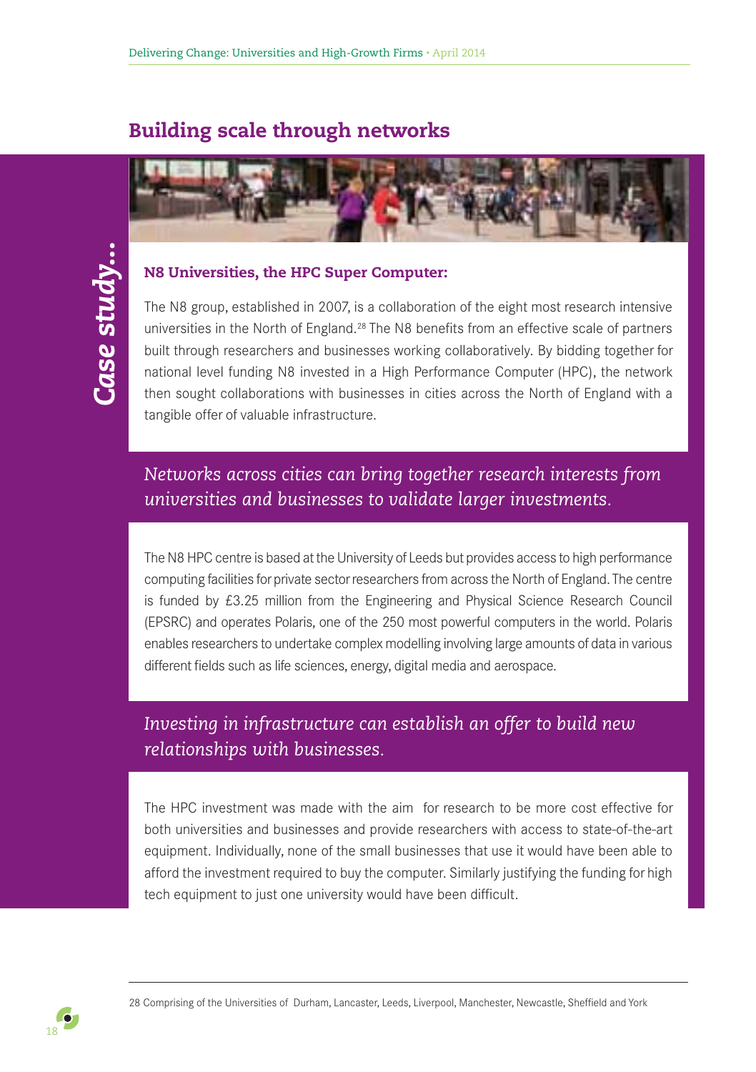## Building scale through networks

*Case study...*

### N8 Universities, the HPC Super Computer:

The N8 group, established in 2007, is a collaboration of the eight most research intensive universities in the North of England.[28] The N8 benefits from an effective scale of partners built through researchers and businesses working collaboratively. By bidding together for national level funding N8 invested in a High Performance Computer (HPC), the network then sought collaborations with businesses in cities across the North of England with a tangible offer of valuable infrastructure.

*Networks across cities can bring together research interests from universities and businesses to validate larger investments.*

The N8 HPC centre is based at the University of Leeds but provides access to high performance computing facilities for private sector researchers from across the North of England. The centre is funded by £3.25 million from the Engineering and Physical Science Research Council (EPSRC) and operates Polaris, one of the 250 most powerful computers in the world. Polaris enables researchers to undertake complex modelling involving large amounts of data in various different fields such as life sciences, energy, digital media and aerospace.

*Investing in infrastructure can establish an offer to build new relationships with businesses.*

The HPC investment was made with the aim  for research to be more cost effective for both universities and businesses and provide researchers with access to state-of-the-art equipment. Individually, none of the small businesses that use it would have been able to afford the investment required to buy the computer. Similarly justifying the funding for high tech equipment to just one university would have been difficult.

---

28 Comprising of the Universities of  Durham, Lancaster, Leeds, Liverpool, Manchester, Newcastle, Sheffield and York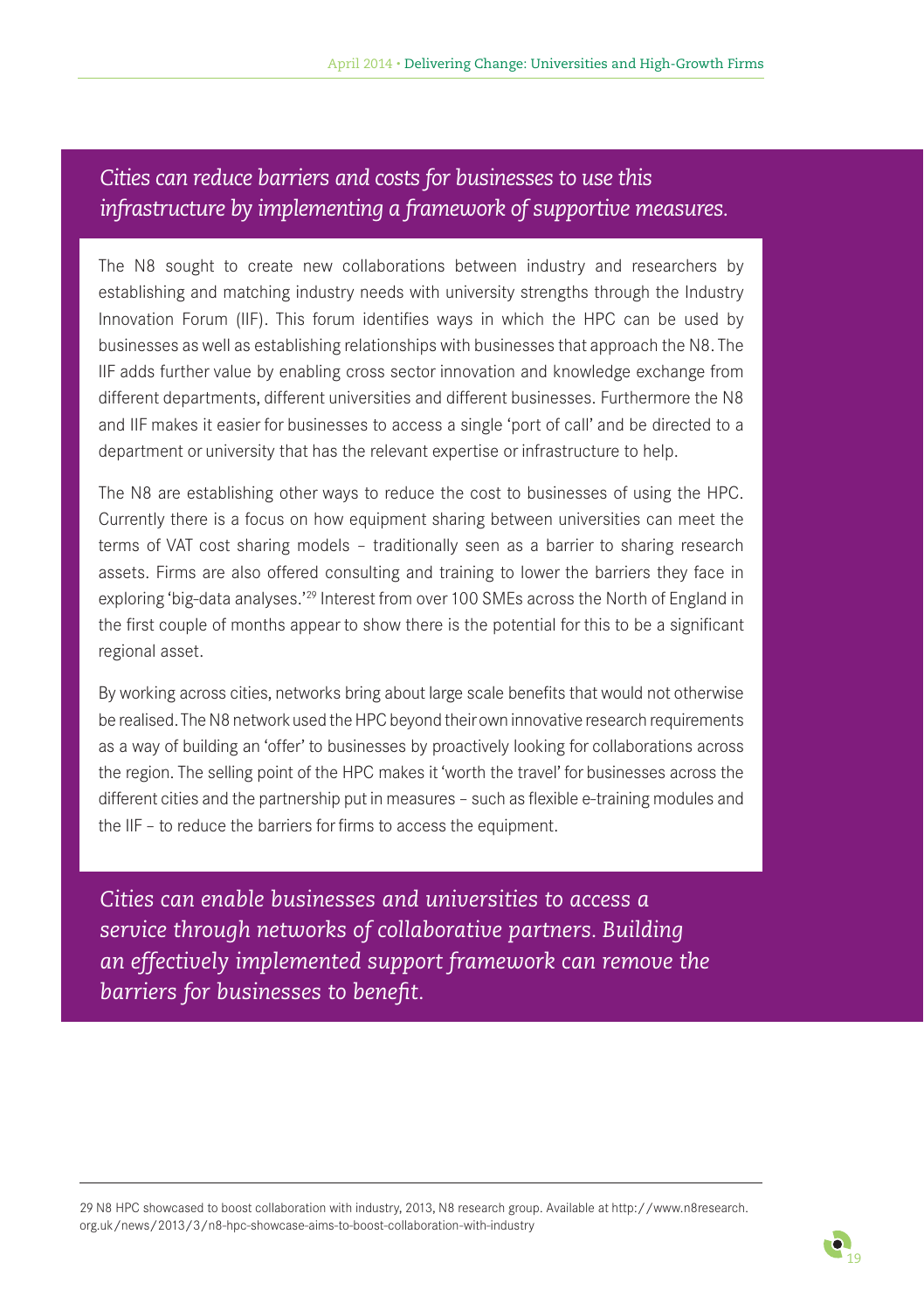*Cities can reduce barriers and costs for businesses to use this infrastructure by implementing a framework of supportive measures.*

The N8 sought to create new collaborations between industry and researchers by establishing and matching industry needs with university strengths through the Industry Innovation Forum (IIF). This forum identifies ways in which the HPC can be used by businesses as well as establishing relationships with businesses that approach the N8. The IIF adds further value by enabling cross sector innovation and knowledge exchange from different departments, different universities and different businesses. Furthermore the N8 and IIF makes it easier for businesses to access a single 'port of call' and be directed to a department or university that has the relevant expertise or infrastructure to help.

The N8 are establishing other ways to reduce the cost to businesses of using the HPC. Currently there is a focus on how equipment sharing between universities can meet the terms of VAT cost sharing models – traditionally seen as a barrier to sharing research assets. Firms are also offered consulting and training to lower the barriers they face in exploring 'big-data analyses.'[29] Interest from over 100 SMEs across the North of England in the first couple of months appear to show there is the potential for this to be a significant regional asset.

By working across cities, networks bring about large scale benefits that would not otherwise be realised. The N8 network used the HPC beyond their own innovative research requirements as a way of building an 'offer' to businesses by proactively looking for collaborations across the region. The selling point of the HPC makes it 'worth the travel' for businesses across the different cities and the partnership put in measures – such as flexible e-training modules and the IIF – to reduce the barriers for firms to access the equipment.

*Cities can enable businesses and universities to access a service through networks of collaborative partners. Building an effectively implemented support framework can remove the barriers for businesses to benefit.*

---

29 N8 HPC showcased to boost collaboration with industry, 2013, N8 research group. Available at http://www.n8research.org.uk/news/2013/3/n8-hpc-showcase-aims-to-boost-collaboration-with-industry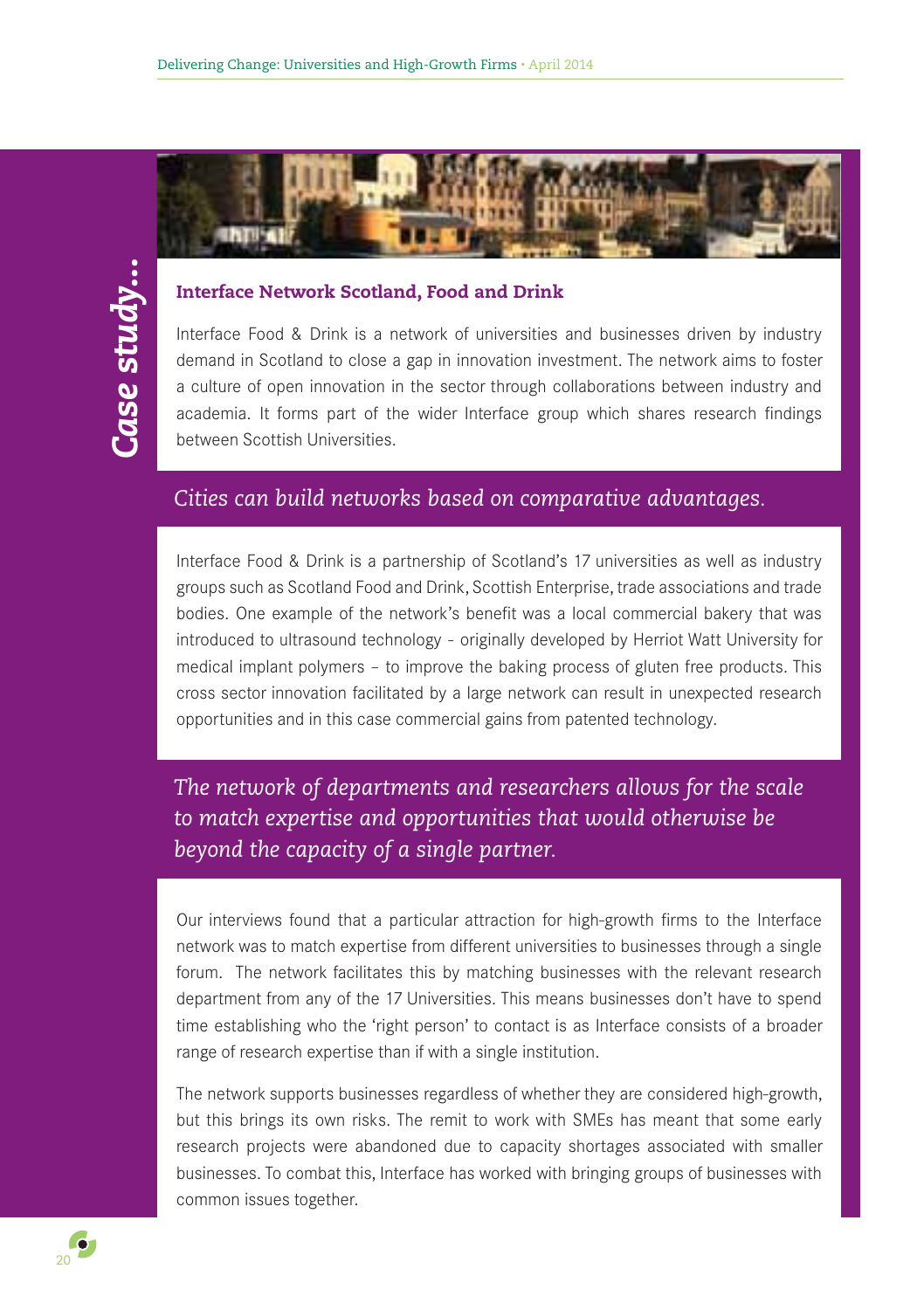*Case study...*

### Interface Network Scotland, Food and Drink

Interface Food & Drink is a network of universities and businesses driven by industry demand in Scotland to close a gap in innovation investment. The network aims to foster a culture of open innovation in the sector through collaborations between industry and academia. It forms part of the wider Interface group which shares research findings between Scottish Universities.

*Cities can build networks based on comparative advantages.*

Interface Food & Drink is a partnership of Scotland's 17 universities as well as industry groups such as Scotland Food and Drink, Scottish Enterprise, trade associations and trade bodies. One example of the network's benefit was a local commercial bakery that was introduced to ultrasound technology - originally developed by Herriot Watt University for medical implant polymers – to improve the baking process of gluten free products. This cross sector innovation facilitated by a large network can result in unexpected research opportunities and in this case commercial gains from patented technology.

*The network of departments and researchers allows for the scale to match expertise and opportunities that would otherwise be beyond the capacity of a single partner.*

Our interviews found that a particular attraction for high-growth firms to the Interface network was to match expertise from different universities to businesses through a single forum. The network facilitates this by matching businesses with the relevant research department from any of the 17 Universities. This means businesses don't have to spend time establishing who the 'right person' to contact is as Interface consists of a broader range of research expertise than if with a single institution.

The network supports businesses regardless of whether they are considered high-growth, but this brings its own risks. The remit to work with SMEs has meant that some early research projects were abandoned due to capacity shortages associated with smaller businesses. To combat this, Interface has worked with bringing groups of businesses with common issues together.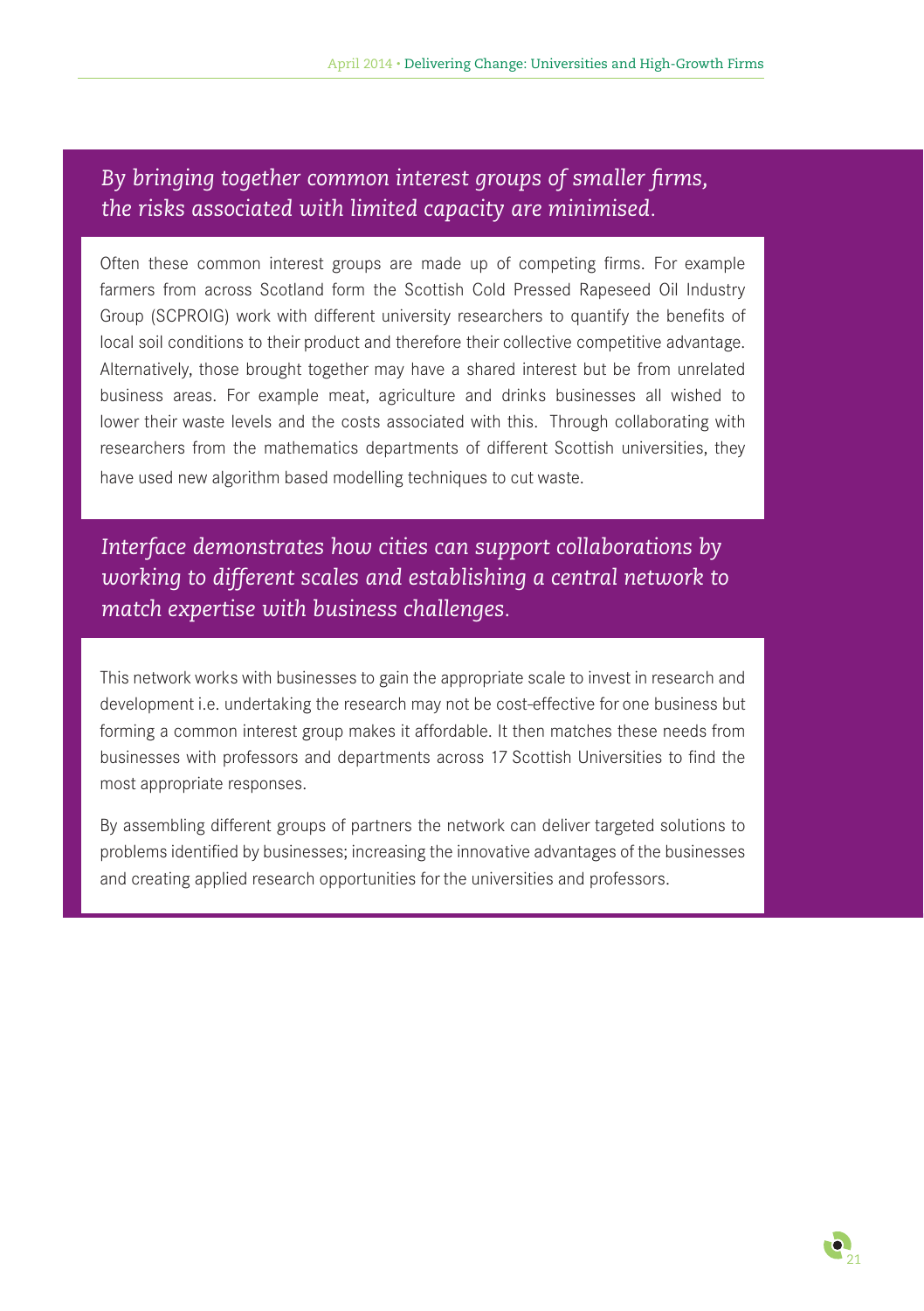*By bringing together common interest groups of smaller firms, the risks associated with limited capacity are minimised.*

Often these common interest groups are made up of competing firms. For example farmers from across Scotland form the Scottish Cold Pressed Rapeseed Oil Industry Group (SCPROIG) work with different university researchers to quantify the benefits of local soil conditions to their product and therefore their collective competitive advantage. Alternatively, those brought together may have a shared interest but be from unrelated business areas. For example meat, agriculture and drinks businesses all wished to lower their waste levels and the costs associated with this. Through collaborating with researchers from the mathematics departments of different Scottish universities, they have used new algorithm based modelling techniques to cut waste.

*Interface demonstrates how cities can support collaborations by working to different scales and establishing a central network to match expertise with business challenges.*

This network works with businesses to gain the appropriate scale to invest in research and development i.e. undertaking the research may not be cost-effective for one business but forming a common interest group makes it affordable. It then matches these needs from businesses with professors and departments across 17 Scottish Universities to find the most appropriate responses.

By assembling different groups of partners the network can deliver targeted solutions to problems identified by businesses; increasing the innovative advantages of the businesses and creating applied research opportunities for the universities and professors.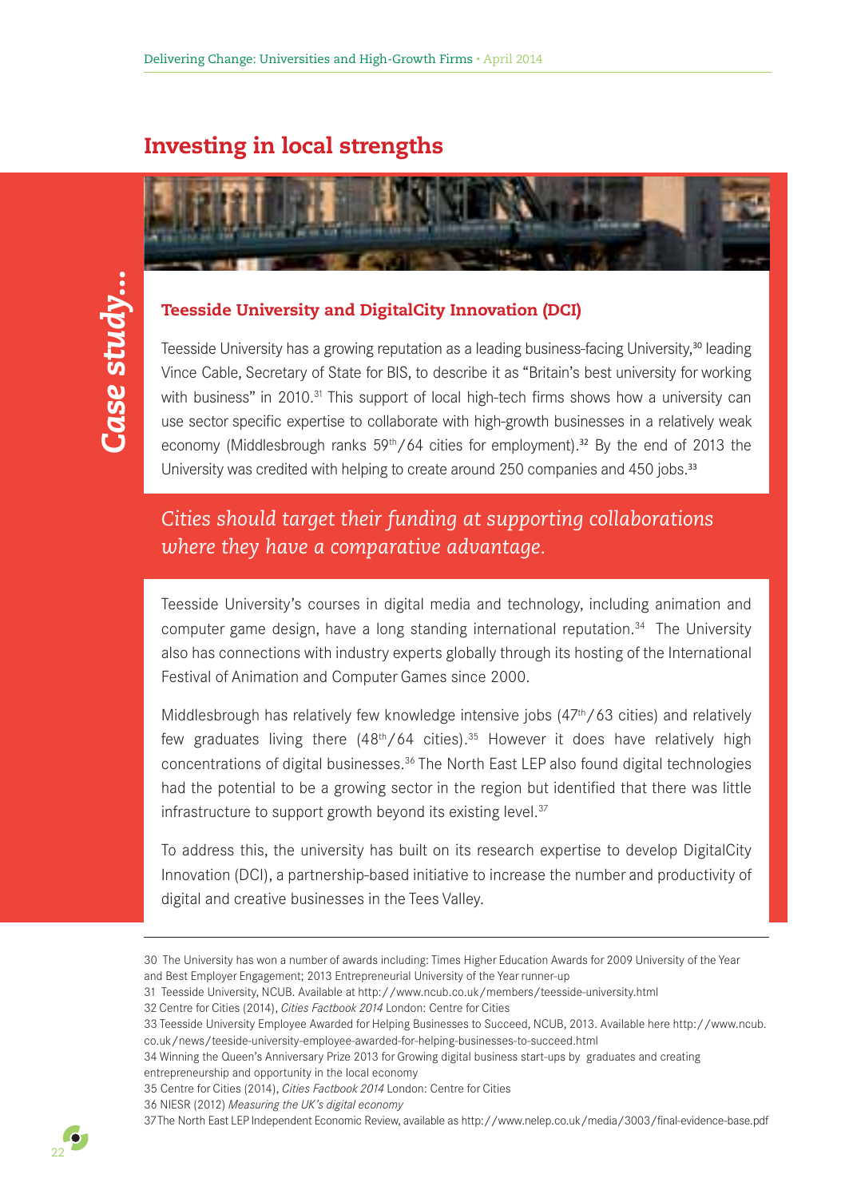## Investing in local strengths

*Case study...*

### Teesside University and DigitalCity Innovation (DCI)

Teesside University has a growing reputation as a leading business-facing University,[30] leading Vince Cable, Secretary of State for BIS, to describe it as "Britain's best university for working with business" in 2010.[31] This support of local high-tech firms shows how a university can use sector specific expertise to collaborate with high-growth businesses in a relatively weak economy (Middlesbrough ranks 59th/64 cities for employment).[32] By the end of 2013 the University was credited with helping to create around 250 companies and 450 jobs.[33]

*Cities should target their funding at supporting collaborations where they have a comparative advantage.*

Teesside University's courses in digital media and technology, including animation and computer game design, have a long standing international reputation.[34] The University also has connections with industry experts globally through its hosting of the International Festival of Animation and Computer Games since 2000.

Middlesbrough has relatively few knowledge intensive jobs (47th/63 cities) and relatively few graduates living there (48th/64 cities).[35] However it does have relatively high concentrations of digital businesses.[36] The North East LEP also found digital technologies had the potential to be a growing sector in the region but identified that there was little infrastructure to support growth beyond its existing level.[37]

To address this, the university has built on its research expertise to develop DigitalCity Innovation (DCI), a partnership-based initiative to increase the number and productivity of digital and creative businesses in the Tees Valley.

---

30 The University has won a number of awards including: Times Higher Education Awards for 2009 University of the Year and Best Employer Engagement; 2013 Entrepreneurial University of the Year runner-up

31 Teesside University, NCUB. Available at http://www.ncub.co.uk/members/teesside-university.html

32 Centre for Cities (2014), *Cities Factbook 2014* London: Centre for Cities

33 Teesside University Employee Awarded for Helping Businesses to Succeed, NCUB, 2013. Available here http://www.ncub.co.uk/news/teeside-university-employee-awarded-for-helping-businesses-to-succeed.html

34 Winning the Queen's Anniversary Prize 2013 for Growing digital business start-ups by graduates and creating entrepreneurship and opportunity in the local economy

35 Centre for Cities (2014), *Cities Factbook 2014* London: Centre for Cities

36 NIESR (2012) *Measuring the UK's digital economy*

37 The North East LEP Independent Economic Review, available as http://www.nelep.co.uk/media/3003/final-evidence-base.pdf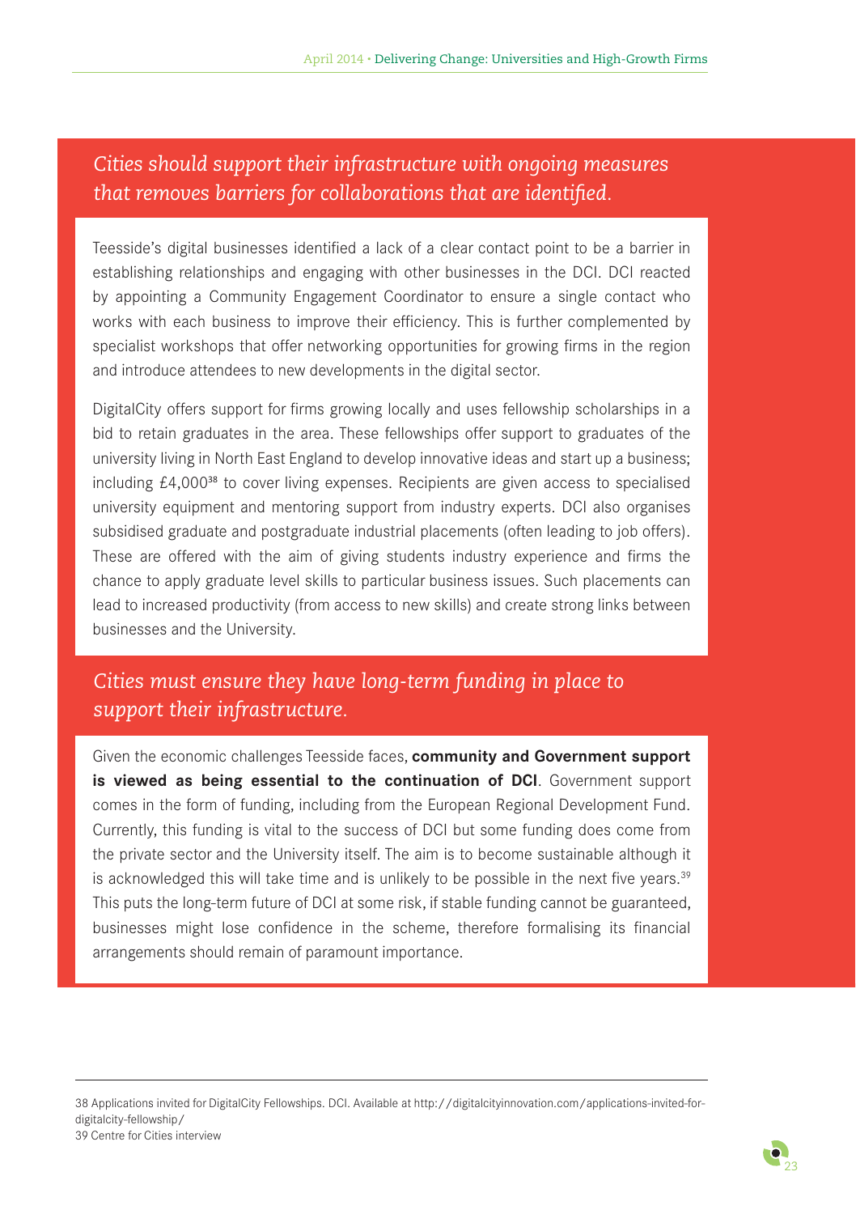### *Cities should support their infrastructure with ongoing measures that removes barriers for collaborations that are identified.*

Teesside's digital businesses identified a lack of a clear contact point to be a barrier in establishing relationships and engaging with other businesses in the DCI. DCI reacted by appointing a Community Engagement Coordinator to ensure a single contact who works with each business to improve their efficiency. This is further complemented by specialist workshops that offer networking opportunities for growing firms in the region and introduce attendees to new developments in the digital sector.

DigitalCity offers support for firms growing locally and uses fellowship scholarships in a bid to retain graduates in the area. These fellowships offer support to graduates of the university living in North East England to develop innovative ideas and start up a business; including £4,000[38] to cover living expenses. Recipients are given access to specialised university equipment and mentoring support from industry experts. DCI also organises subsidised graduate and postgraduate industrial placements (often leading to job offers). These are offered with the aim of giving students industry experience and firms the chance to apply graduate level skills to particular business issues. Such placements can lead to increased productivity (from access to new skills) and create strong links between businesses and the University.

### *Cities must ensure they have long-term funding in place to support their infrastructure.*

Given the economic challenges Teesside faces, **community and Government support is viewed as being essential to the continuation of DCI**. Government support comes in the form of funding, including from the European Regional Development Fund. Currently, this funding is vital to the success of DCI but some funding does come from the private sector and the University itself. The aim is to become sustainable although it is acknowledged this will take time and is unlikely to be possible in the next five years.[39] This puts the long-term future of DCI at some risk, if stable funding cannot be guaranteed, businesses might lose confidence in the scheme, therefore formalising its financial arrangements should remain of paramount importance.

---

38 Applications invited for DigitalCity Fellowships. DCI. Available at http://digitalcityinnovation.com/applications-invited-for-digitalcity-fellowship/

39 Centre for Cities interview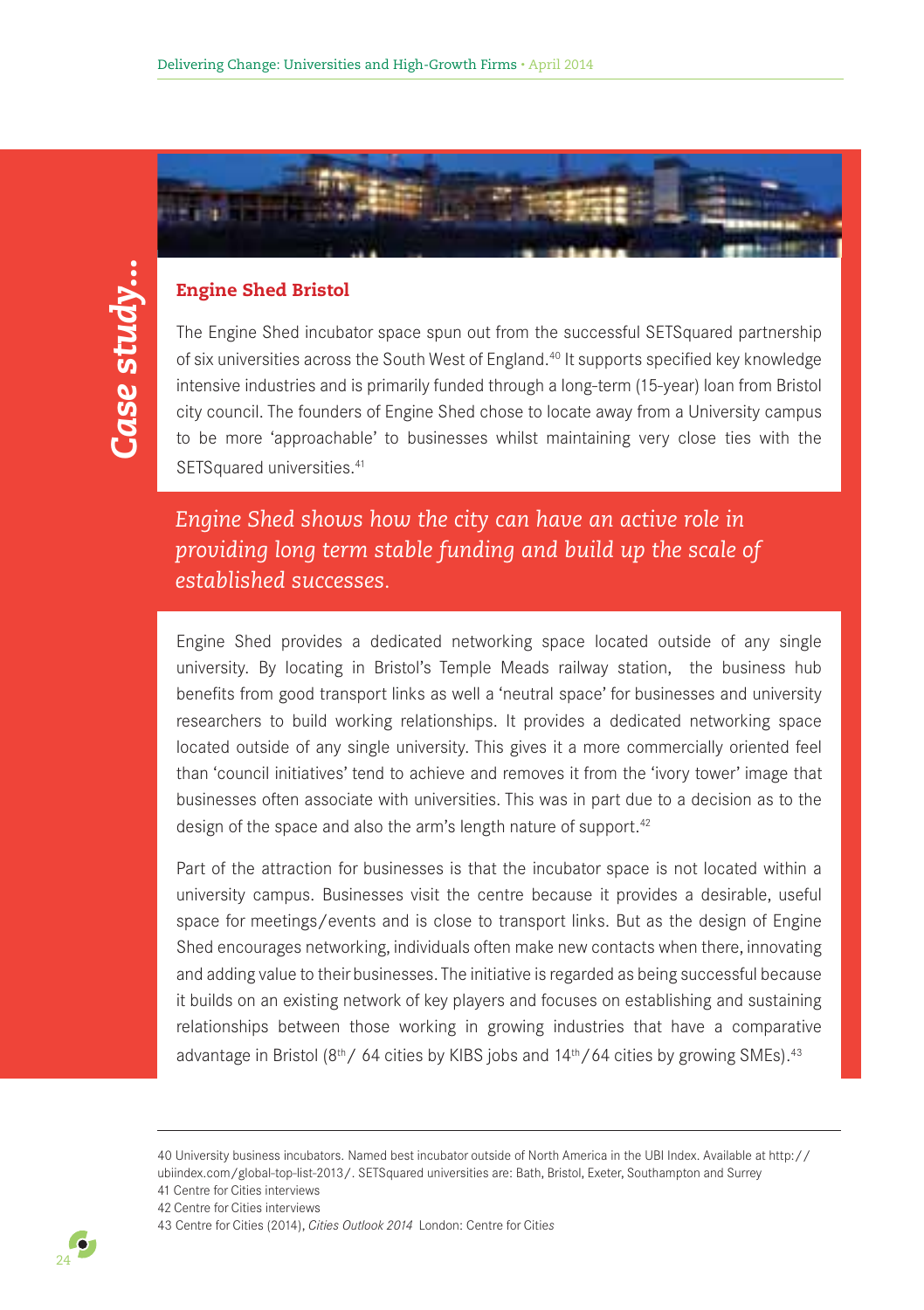*Case study...*

## Engine Shed Bristol

The Engine Shed incubator space spun out from the successful SETSquared partnership of six universities across the South West of England.[40] It supports specified key knowledge intensive industries and is primarily funded through a long-term (15-year) loan from Bristol city council. The founders of Engine Shed chose to locate away from a University campus to be more 'approachable' to businesses whilst maintaining very close ties with the SETSquared universities.[41]

*Engine Shed shows how the city can have an active role in providing long term stable funding and build up the scale of established successes.*

Engine Shed provides a dedicated networking space located outside of any single university. By locating in Bristol's Temple Meads railway station, the business hub benefits from good transport links as well a 'neutral space' for businesses and university researchers to build working relationships. It provides a dedicated networking space located outside of any single university. This gives it a more commercially oriented feel than 'council initiatives' tend to achieve and removes it from the 'ivory tower' image that businesses often associate with universities. This was in part due to a decision as to the design of the space and also the arm's length nature of support.[42]

Part of the attraction for businesses is that the incubator space is not located within a university campus. Businesses visit the centre because it provides a desirable, useful space for meetings/events and is close to transport links. But as the design of Engine Shed encourages networking, individuals often make new contacts when there, innovating and adding value to their businesses. The initiative is regarded as being successful because it builds on an existing network of key players and focuses on establishing and sustaining relationships between those working in growing industries that have a comparative advantage in Bristol (8th/ 64 cities by KIBS jobs and 14th/64 cities by growing SMEs).[43]

---

40 University business incubators. Named best incubator outside of North America in the UBI Index. Available at http://ubiindex.com/global-top-list-2013/. SETSquared universities are: Bath, Bristol, Exeter, Southampton and Surrey

41 Centre for Cities interviews

42 Centre for Cities interviews

43 Centre for Cities (2014), *Cities Outlook 2014* London: Centre for Cities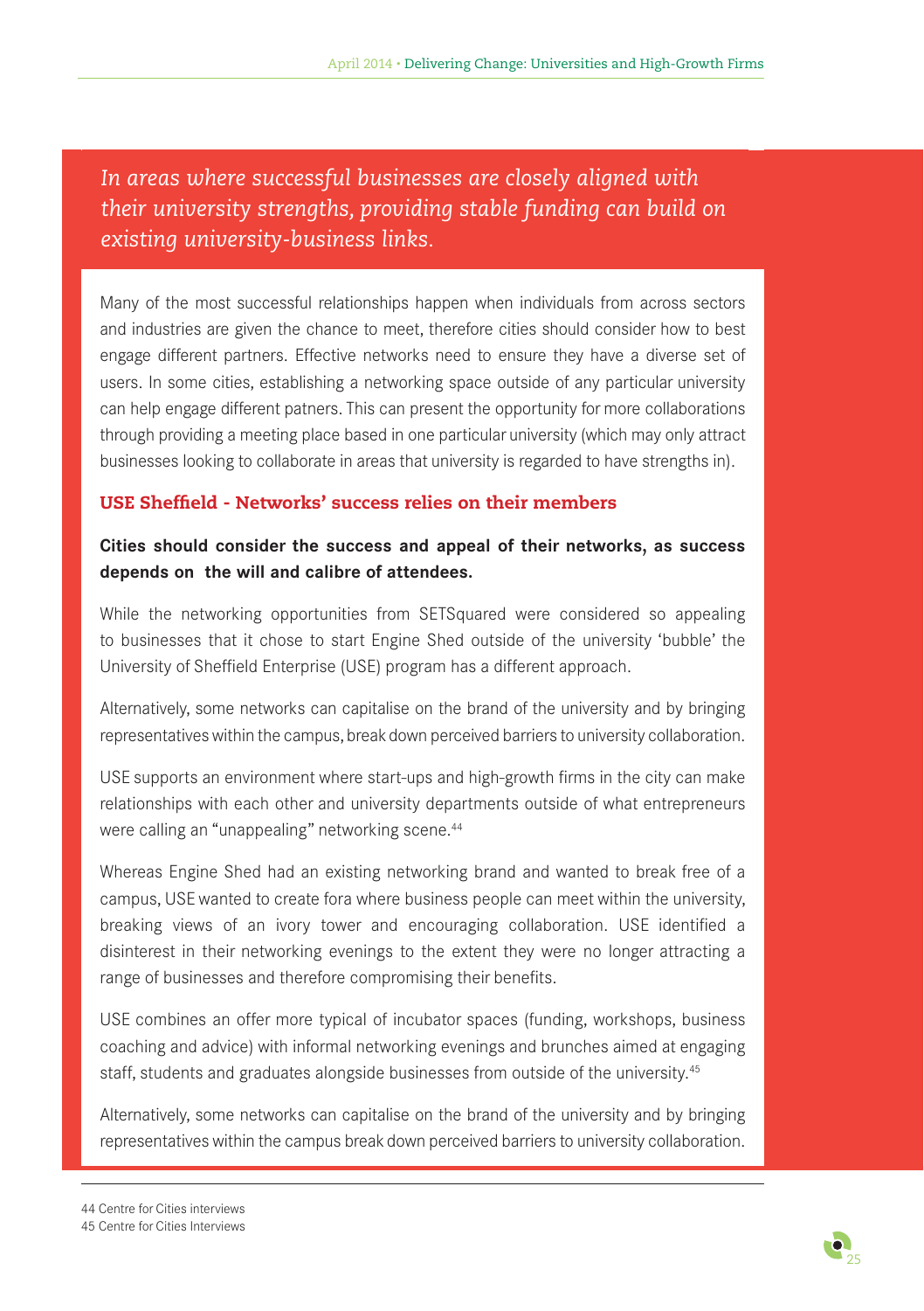*In areas where successful businesses are closely aligned with their university strengths, providing stable funding can build on existing university-business links.*

Many of the most successful relationships happen when individuals from across sectors and industries are given the chance to meet, therefore cities should consider how to best engage different partners. Effective networks need to ensure they have a diverse set of users. In some cities, establishing a networking space outside of any particular university can help engage different patners. This can present the opportunity for more collaborations through providing a meeting place based in one particular university (which may only attract businesses looking to collaborate in areas that university is regarded to have strengths in).

### USE Sheffield - Networks' success relies on their members

**Cities should consider the success and appeal of their networks, as success depends on the will and calibre of attendees.**

While the networking opportunities from SETSquared were considered so appealing to businesses that it chose to start Engine Shed outside of the university 'bubble' the University of Sheffield Enterprise (USE) program has a different approach.

Alternatively, some networks can capitalise on the brand of the university and by bringing representatives within the campus, break down perceived barriers to university collaboration.

USE supports an environment where start-ups and high-growth firms in the city can make relationships with each other and university departments outside of what entrepreneurs were calling an "unappealing" networking scene.[44]

Whereas Engine Shed had an existing networking brand and wanted to break free of a campus, USE wanted to create fora where business people can meet within the university, breaking views of an ivory tower and encouraging collaboration. USE identified a disinterest in their networking evenings to the extent they were no longer attracting a range of businesses and therefore compromising their benefits.

USE combines an offer more typical of incubator spaces (funding, workshops, business coaching and advice) with informal networking evenings and brunches aimed at engaging staff, students and graduates alongside businesses from outside of the university.[45]

Alternatively, some networks can capitalise on the brand of the university and by bringing representatives within the campus break down perceived barriers to university collaboration.

44 Centre for Cities interviews
45 Centre for Cities Interviews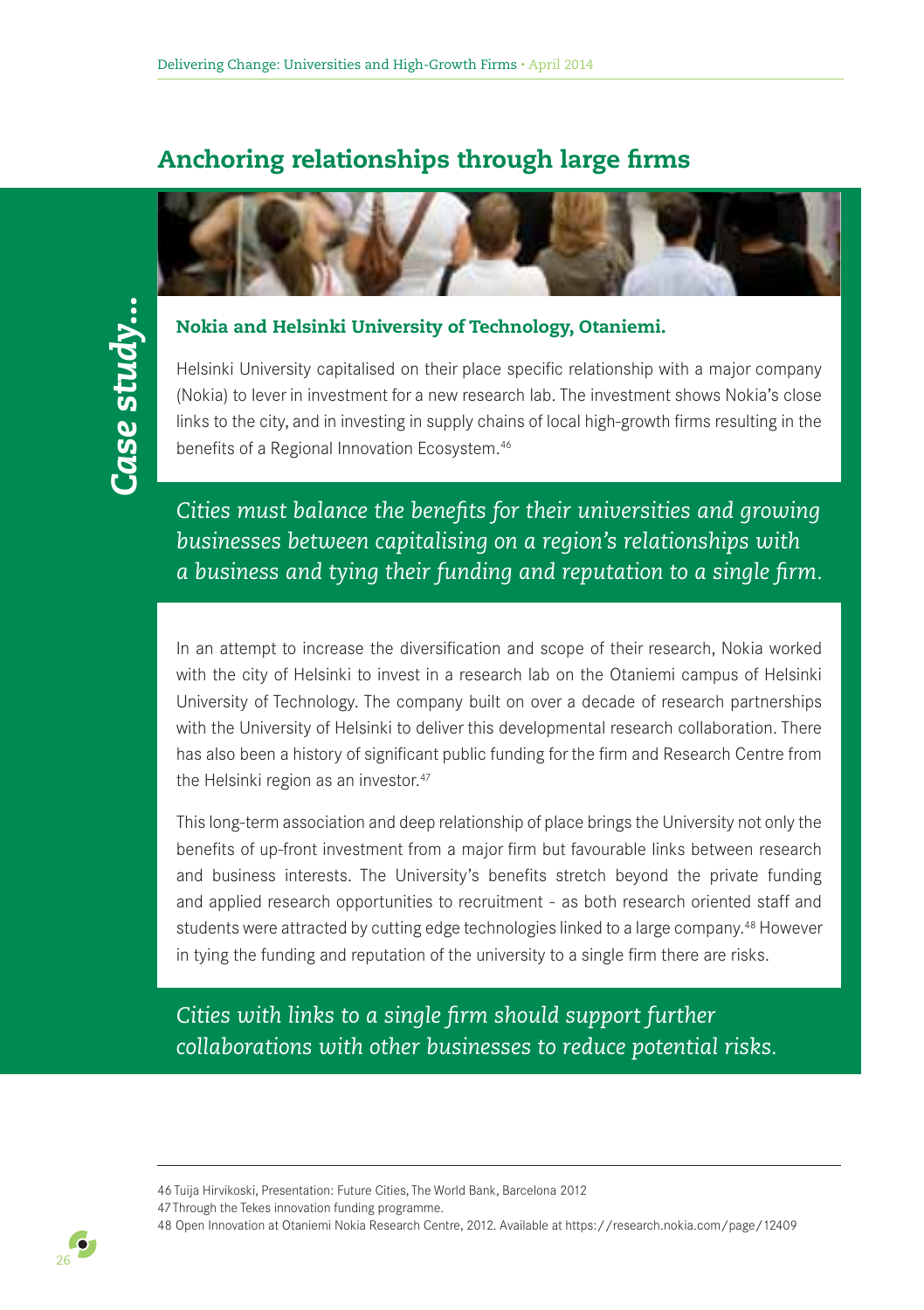## Anchoring relationships through large firms

*Case study...*

### Nokia and Helsinki University of Technology, Otaniemi.

Helsinki University capitalised on their place specific relationship with a major company (Nokia) to lever in investment for a new research lab. The investment shows Nokia's close links to the city, and in investing in supply chains of local high-growth firms resulting in the benefits of a Regional Innovation Ecosystem.[46]

*Cities must balance the benefits for their universities and growing businesses between capitalising on a region's relationships with a business and tying their funding and reputation to a single firm.*

In an attempt to increase the diversification and scope of their research, Nokia worked with the city of Helsinki to invest in a research lab on the Otaniemi campus of Helsinki University of Technology. The company built on over a decade of research partnerships with the University of Helsinki to deliver this developmental research collaboration. There has also been a history of significant public funding for the firm and Research Centre from the Helsinki region as an investor.[47]

This long-term association and deep relationship of place brings the University not only the benefits of up-front investment from a major firm but favourable links between research and business interests. The University's benefits stretch beyond the private funding and applied research opportunities to recruitment - as both research oriented staff and students were attracted by cutting edge technologies linked to a large company.[48] However in tying the funding and reputation of the university to a single firm there are risks.

*Cities with links to a single firm should support further collaborations with other businesses to reduce potential risks.*

---

46 Tuija Hirvikoski, Presentation: Future Cities, The World Bank, Barcelona 2012

47 Through the Tekes innovation funding programme.

48 Open Innovation at Otaniemi Nokia Research Centre, 2012. Available at https://research.nokia.com/page/12409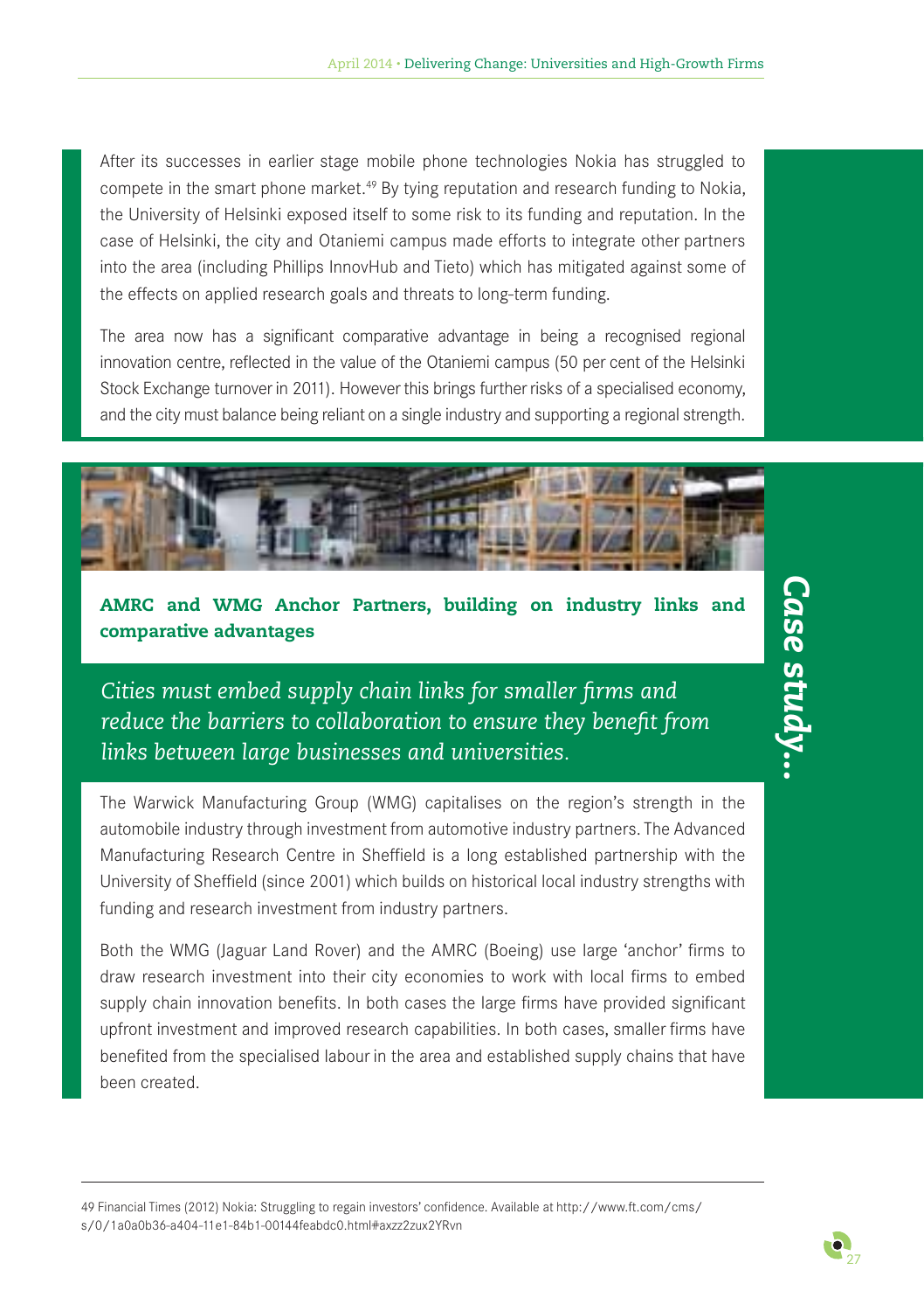After its successes in earlier stage mobile phone technologies Nokia has struggled to compete in the smart phone market.[49] By tying reputation and research funding to Nokia, the University of Helsinki exposed itself to some risk to its funding and reputation. In the case of Helsinki, the city and Otaniemi campus made efforts to integrate other partners into the area (including Phillips InnovHub and Tieto) which has mitigated against some of the effects on applied research goals and threats to long-term funding.

The area now has a significant comparative advantage in being a recognised regional innovation centre, reflected in the value of the Otaniemi campus (50 per cent of the Helsinki Stock Exchange turnover in 2011). However this brings further risks of a specialised economy, and the city must balance being reliant on a single industry and supporting a regional strength.

*Case study...*

## AMRC and WMG Anchor Partners, building on industry links and comparative advantages

*Cities must embed supply chain links for smaller firms and reduce the barriers to collaboration to ensure they benefit from links between large businesses and universities.*

The Warwick Manufacturing Group (WMG) capitalises on the region's strength in the automobile industry through investment from automotive industry partners. The Advanced Manufacturing Research Centre in Sheffield is a long established partnership with the University of Sheffield (since 2001) which builds on historical local industry strengths with funding and research investment from industry partners.

Both the WMG (Jaguar Land Rover) and the AMRC (Boeing) use large 'anchor' firms to draw research investment into their city economies to work with local firms to embed supply chain innovation benefits. In both cases the large firms have provided significant upfront investment and improved research capabilities. In both cases, smaller firms have benefited from the specialised labour in the area and established supply chains that have been created.

---

49 Financial Times (2012) Nokia: Struggling to regain investors' confidence. Available at http://www.ft.com/cms/s/0/1a0a0b36-a404-11e1-84b1-00144feabdc0.html#axzz2zux2YRvn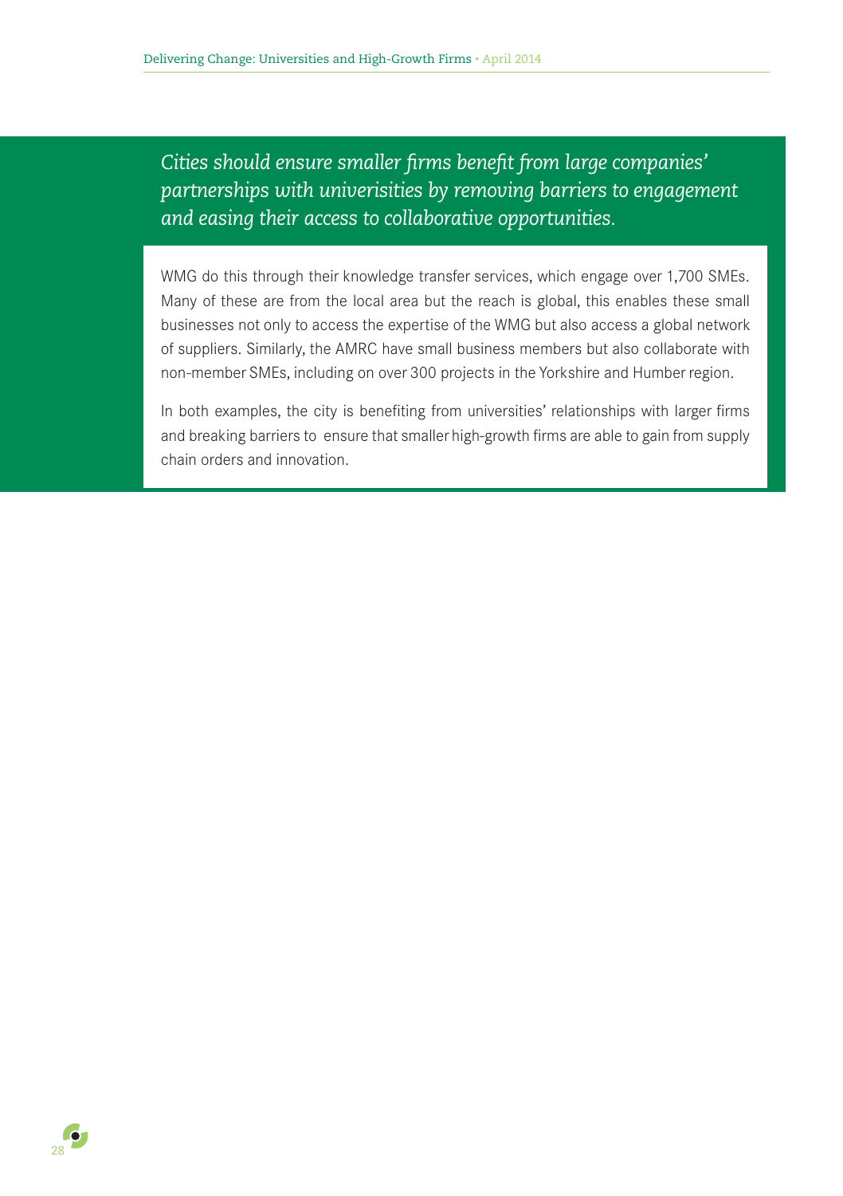*Cities should ensure smaller firms benefit from large companies' partnerships with univerisities by removing barriers to engagement and easing their access to collaborative opportunities.*

WMG do this through their knowledge transfer services, which engage over 1,700 SMEs. Many of these are from the local area but the reach is global, this enables these small businesses not only to access the expertise of the WMG but also access a global network of suppliers. Similarly, the AMRC have small business members but also collaborate with non-member SMEs, including on over 300 projects in the Yorkshire and Humber region.

In both examples, the city is benefiting from universities' relationships with larger firms and breaking barriers to ensure that smaller high-growth firms are able to gain from supply chain orders and innovation.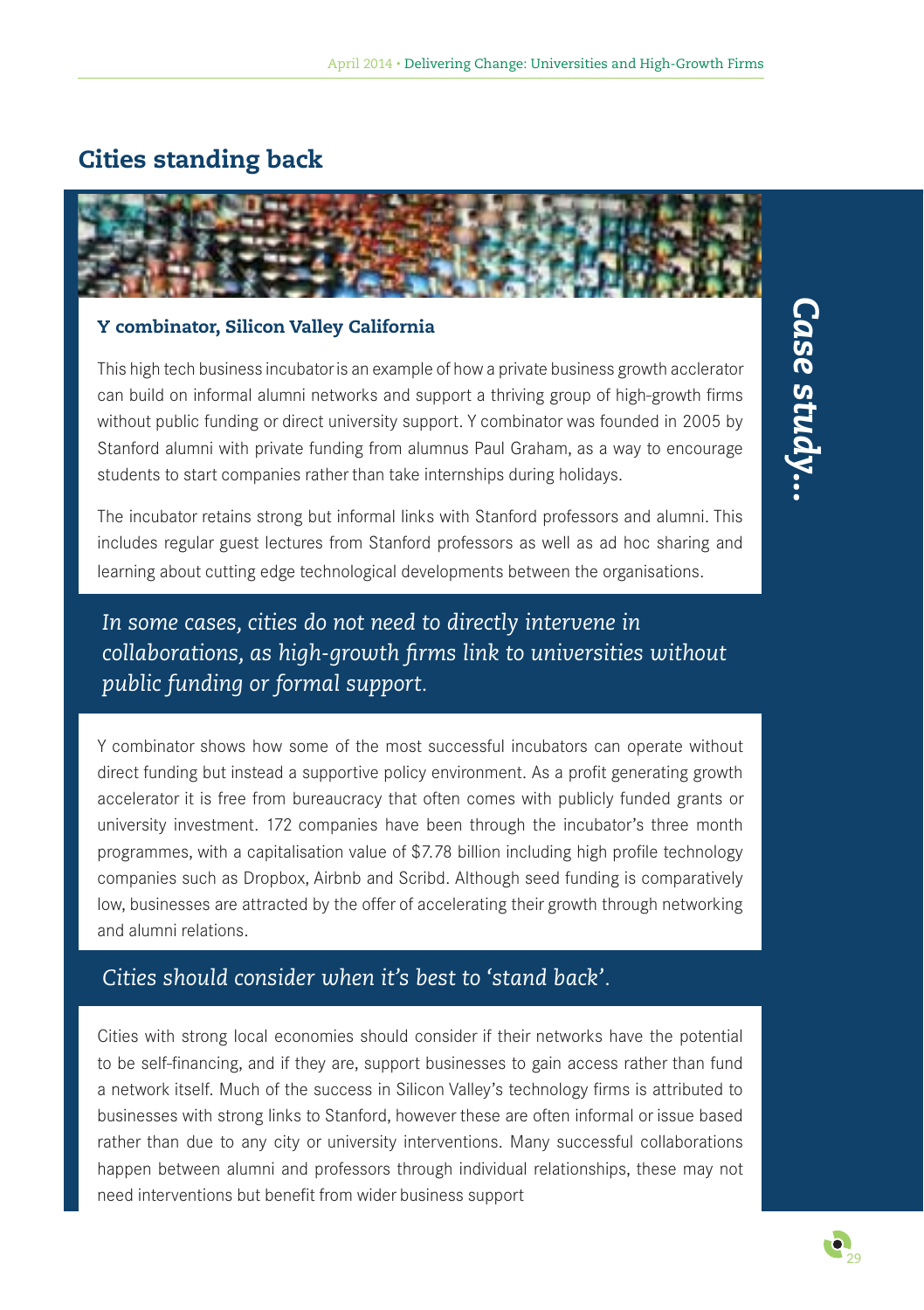## Cities standing back

### Y combinator, Silicon Valley California

This high tech business incubator is an example of how a private business growth acclerator can build on informal alumni networks and support a thriving group of high-growth firms without public funding or direct university support. Y combinator was founded in 2005 by Stanford alumni with private funding from alumnus Paul Graham, as a way to encourage students to start companies rather than take internships during holidays.

The incubator retains strong but informal links with Stanford professors and alumni. This includes regular guest lectures from Stanford professors as well as ad hoc sharing and learning about cutting edge technological developments between the organisations.

*In some cases, cities do not need to directly intervene in collaborations, as high-growth firms link to universities without public funding or formal support.*

Y combinator shows how some of the most successful incubators can operate without direct funding but instead a supportive policy environment. As a profit generating growth accelerator it is free from bureaucracy that often comes with publicly funded grants or university investment. 172 companies have been through the incubator's three month programmes, with a capitalisation value of $7.78 billion including high profile technology companies such as Dropbox, Airbnb and Scribd. Although seed funding is comparatively low, businesses are attracted by the offer of accelerating their growth through networking and alumni relations.

*Cities should consider when it's best to 'stand back'.*

Cities with strong local economies should consider if their networks have the potential to be self-financing, and if they are, support businesses to gain access rather than fund a network itself. Much of the success in Silicon Valley's technology firms is attributed to businesses with strong links to Stanford, however these are often informal or issue based rather than due to any city or university interventions. Many successful collaborations happen between alumni and professors through individual relationships, these may not need interventions but benefit from wider business support

*Case study…*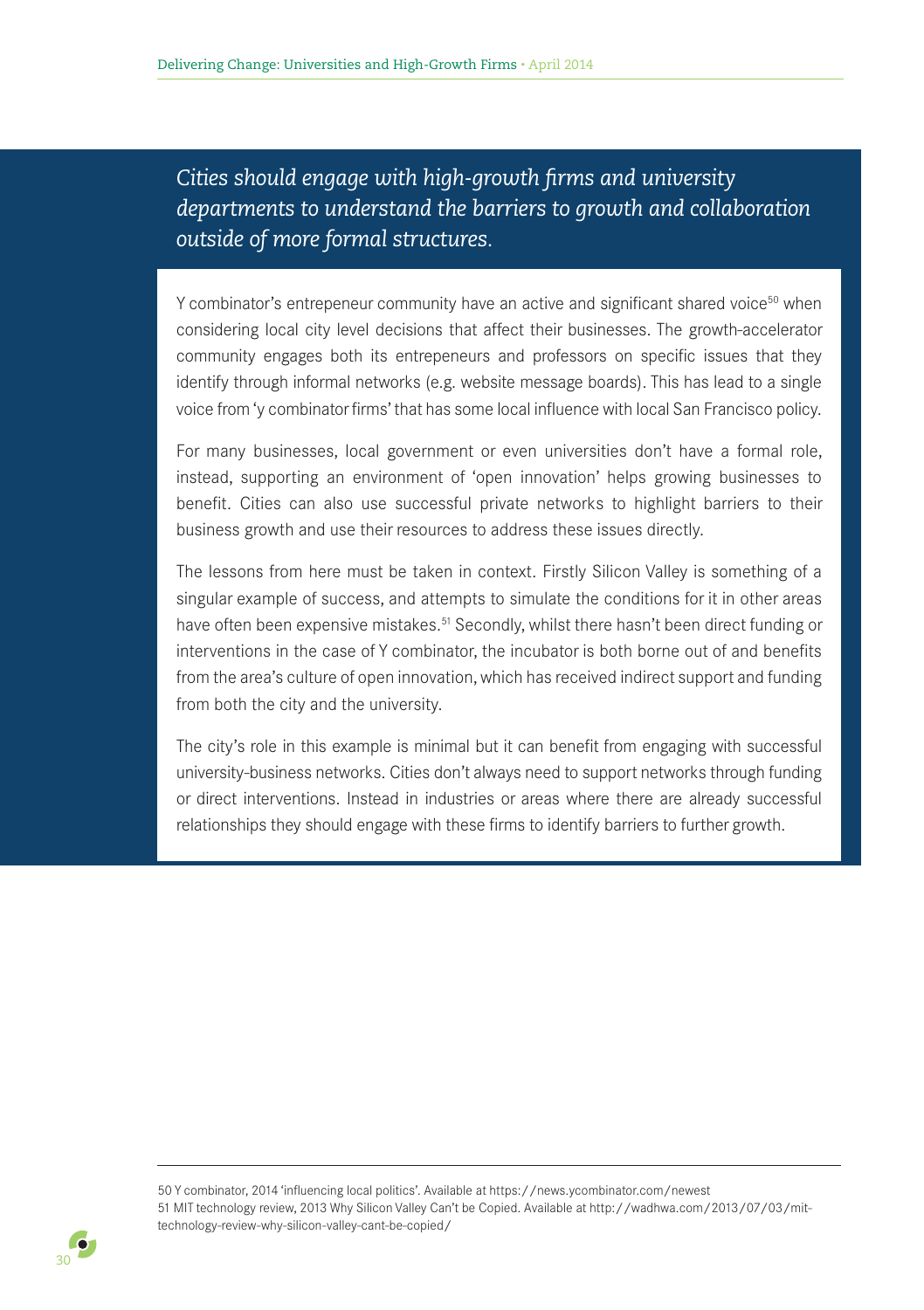*Cities should engage with high-growth firms and university departments to understand the barriers to growth and collaboration outside of more formal structures.*

Y combinator's entrepeneur community have an active and significant shared voice[50] when considering local city level decisions that affect their businesses. The growth-accelerator community engages both its entrepeneurs and professors on specific issues that they identify through informal networks (e.g. website message boards). This has lead to a single voice from 'y combinator firms' that has some local influence with local San Francisco policy.

For many businesses, local government or even universities don't have a formal role, instead, supporting an environment of 'open innovation' helps growing businesses to benefit. Cities can also use successful private networks to highlight barriers to their business growth and use their resources to address these issues directly.

The lessons from here must be taken in context. Firstly Silicon Valley is something of a singular example of success, and attempts to simulate the conditions for it in other areas have often been expensive mistakes.[51] Secondly, whilst there hasn't been direct funding or interventions in the case of Y combinator, the incubator is both borne out of and benefits from the area's culture of open innovation, which has received indirect support and funding from both the city and the university.

The city's role in this example is minimal but it can benefit from engaging with successful university-business networks. Cities don't always need to support networks through funding or direct interventions. Instead in industries or areas where there are already successful relationships they should engage with these firms to identify barriers to further growth.

---

50 Y combinator, 2014 'influencing local politics'. Available at https://news.ycombinator.com/newest

51 MIT technology review, 2013 Why Silicon Valley Can't be Copied. Available at http://wadhwa.com/2013/07/03/mit-technology-review-why-silicon-valley-cant-be-copied/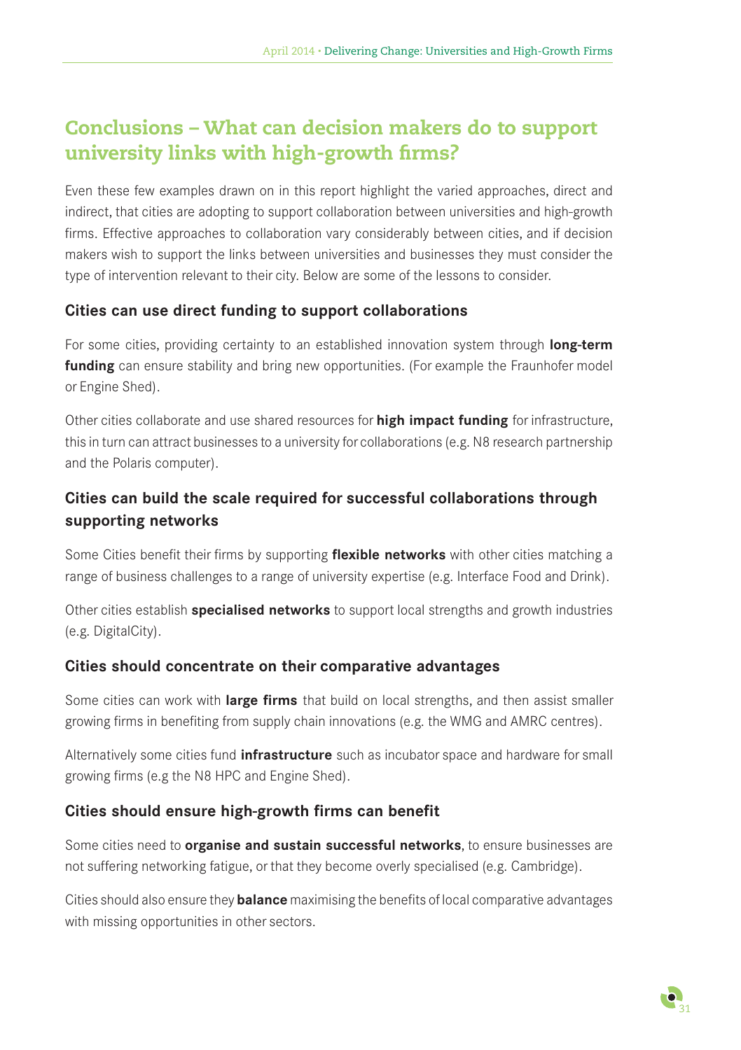## Conclusions – What can decision makers do to support university links with high-growth firms?

Even these few examples drawn on in this report highlight the varied approaches, direct and indirect, that cities are adopting to support collaboration between universities and high-growth firms. Effective approaches to collaboration vary considerably between cities, and if decision makers wish to support the links between universities and businesses they must consider the type of intervention relevant to their city. Below are some of the lessons to consider.

### Cities can use direct funding to support collaborations

For some cities, providing certainty to an established innovation system through **long-term funding** can ensure stability and bring new opportunities. (For example the Fraunhofer model or Engine Shed).

Other cities collaborate and use shared resources for **high impact funding** for infrastructure, this in turn can attract businesses to a university for collaborations (e.g. N8 research partnership and the Polaris computer).

### Cities can build the scale required for successful collaborations through supporting networks

Some Cities benefit their firms by supporting **flexible networks** with other cities matching a range of business challenges to a range of university expertise (e.g. Interface Food and Drink).

Other cities establish **specialised networks** to support local strengths and growth industries (e.g. DigitalCity).

### Cities should concentrate on their comparative advantages

Some cities can work with **large firms** that build on local strengths, and then assist smaller growing firms in benefiting from supply chain innovations (e.g. the WMG and AMRC centres).

Alternatively some cities fund **infrastructure** such as incubator space and hardware for small growing firms (e.g the N8 HPC and Engine Shed).

### Cities should ensure high-growth firms can benefit

Some cities need to **organise and sustain successful networks**, to ensure businesses are not suffering networking fatigue, or that they become overly specialised (e.g. Cambridge).

Cities should also ensure they **balance** maximising the benefits of local comparative advantages with missing opportunities in other sectors.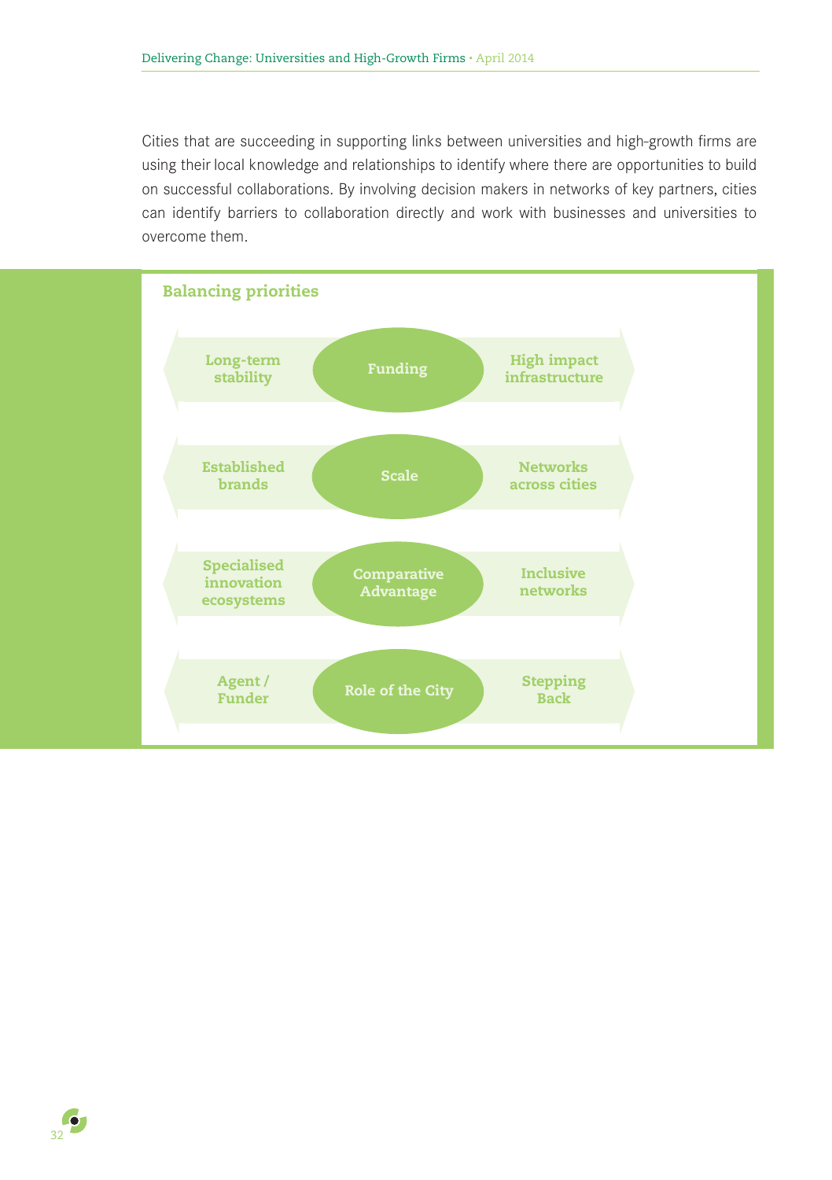Cities that are succeeding in supporting links between universities and high-growth firms are using their local knowledge and relationships to identify where there are opportunities to build on successful collaborations. By involving decision makers in networks of key partners, cities can identify barriers to collaboration directly and work with businesses and universities to overcome them.

## Balancing priorities

| | | |
|---|---|---|
| Long-term stability | **Funding** | High impact infrastructure |
| Established brands | **Scale** | Networks across cities |
| Specialised innovation ecosystems | **Comparative Advantage** | Inclusive networks |
| Agent / Funder | **Role of the City** | Stepping Back |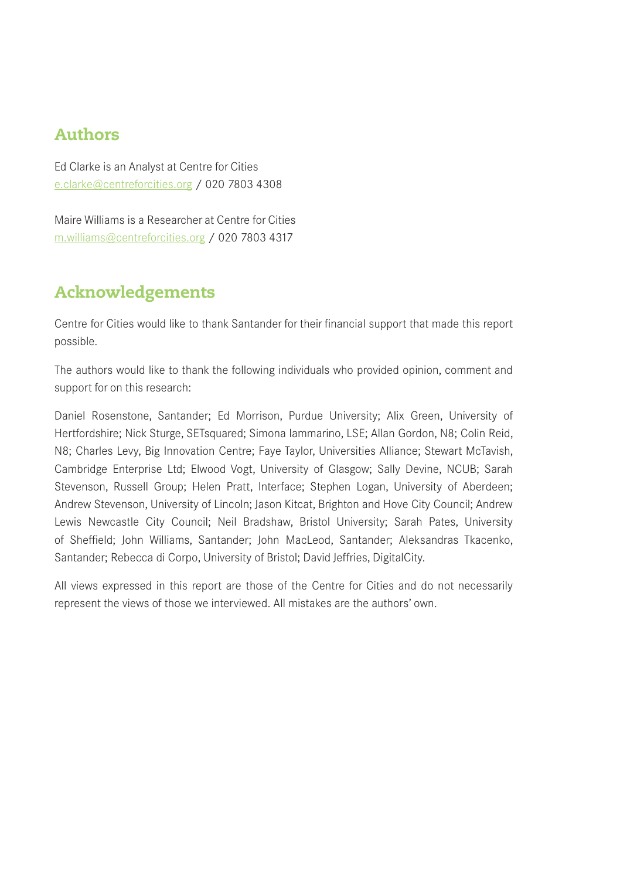## Authors

Ed Clarke is an Analyst at Centre for Cities
e.clarke@centreforcities.org / 020 7803 4308

Maire Williams is a Researcher at Centre for Cities
m.williams@centreforcities.org / 020 7803 4317

## Acknowledgements

Centre for Cities would like to thank Santander for their financial support that made this report possible.

The authors would like to thank the following individuals who provided opinion, comment and support for on this research:

Daniel Rosenstone, Santander; Ed Morrison, Purdue University; Alix Green, University of Hertfordshire; Nick Sturge, SETsquared; Simona Iammarino, LSE; Allan Gordon, N8; Colin Reid, N8; Charles Levy, Big Innovation Centre; Faye Taylor, Universities Alliance; Stewart McTavish, Cambridge Enterprise Ltd; Elwood Vogt, University of Glasgow; Sally Devine, NCUB; Sarah Stevenson, Russell Group; Helen Pratt, Interface; Stephen Logan, University of Aberdeen; Andrew Stevenson, University of Lincoln; Jason Kitcat, Brighton and Hove City Council; Andrew Lewis Newcastle City Council; Neil Bradshaw, Bristol University; Sarah Pates, University of Sheffield; John Williams, Santander; John MacLeod, Santander; Aleksandras Tkacenko, Santander; Rebecca di Corpo, University of Bristol; David Jeffries, DigitalCity.

All views expressed in this report are those of the Centre for Cities and do not necessarily represent the views of those we interviewed. All mistakes are the authors' own.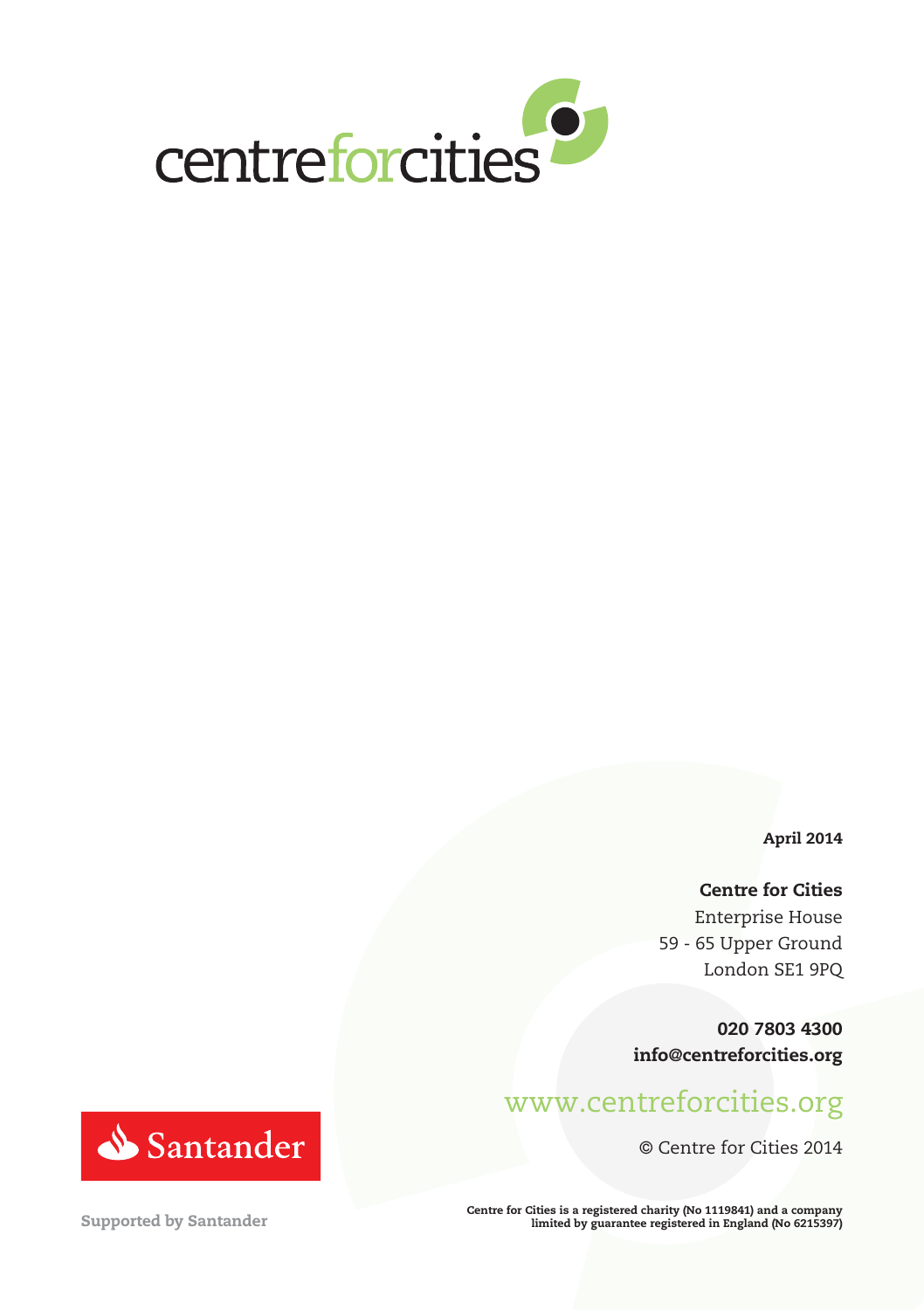centreforcities

**April 2014**

**Centre for Cities**
Enterprise House
59 - 65 Upper Ground
London SE1 9PQ

**020 7803 4300**
**info@centreforcities.org**

www.centreforcities.org

© Centre for Cities 2014

Santander

Supported by Santander

**Centre for Cities is a registered charity (No 1119841) and a company limited by guarantee registered in England (No 6215397)**